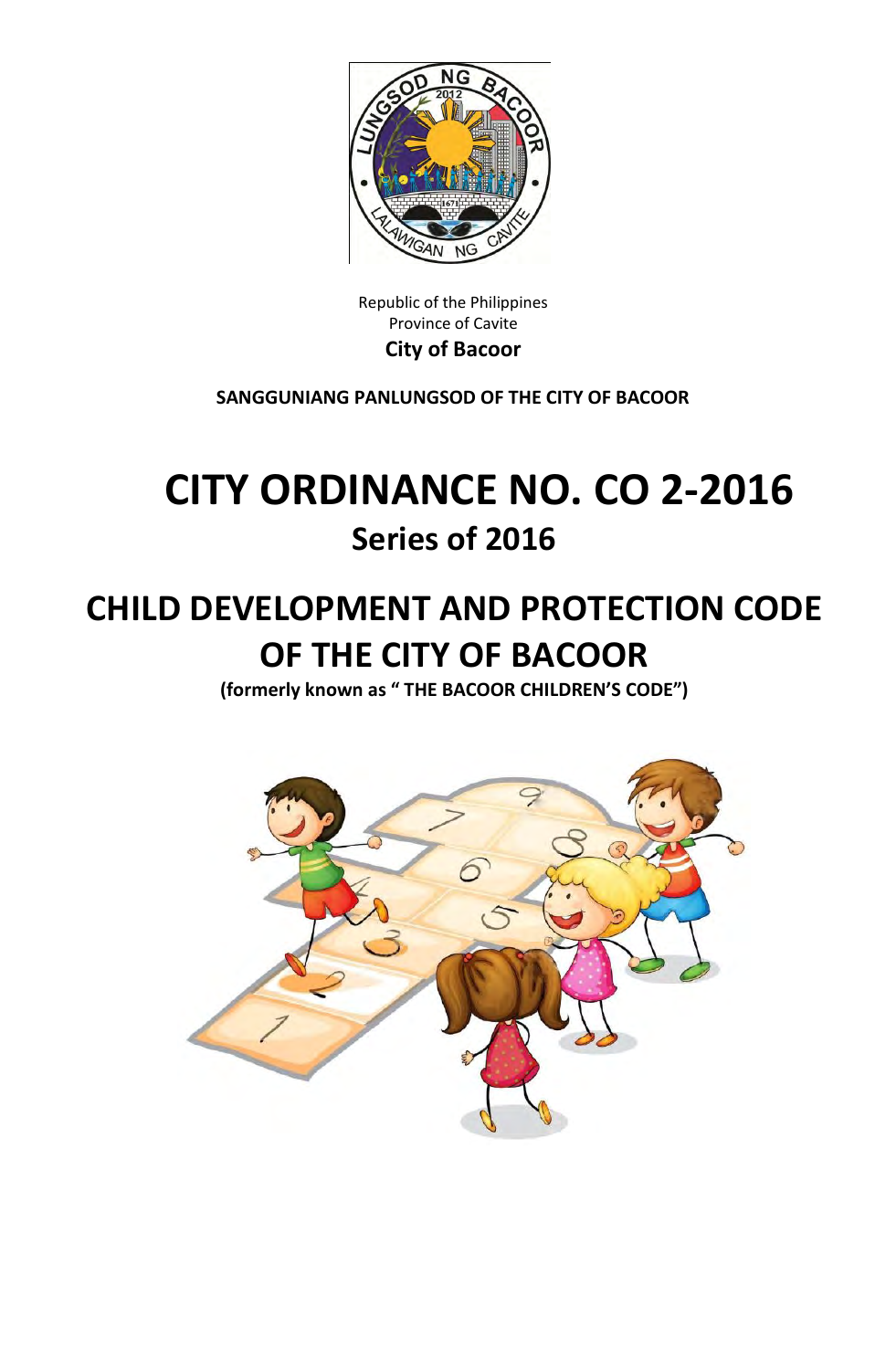Republic of the Philippines
Province of Cavite
**City of Bacoor**

**SANGGUNIANG PANLUNGSOD OF THE CITY OF BACOOR**

# CITY ORDINANCE NO. CO 2-2016

## Series of 2016

# CHILD DEVELOPMENT AND PROTECTION CODE OF THE CITY OF BACOOR

**(formerly known as " THE BACOOR CHILDREN'S CODE")**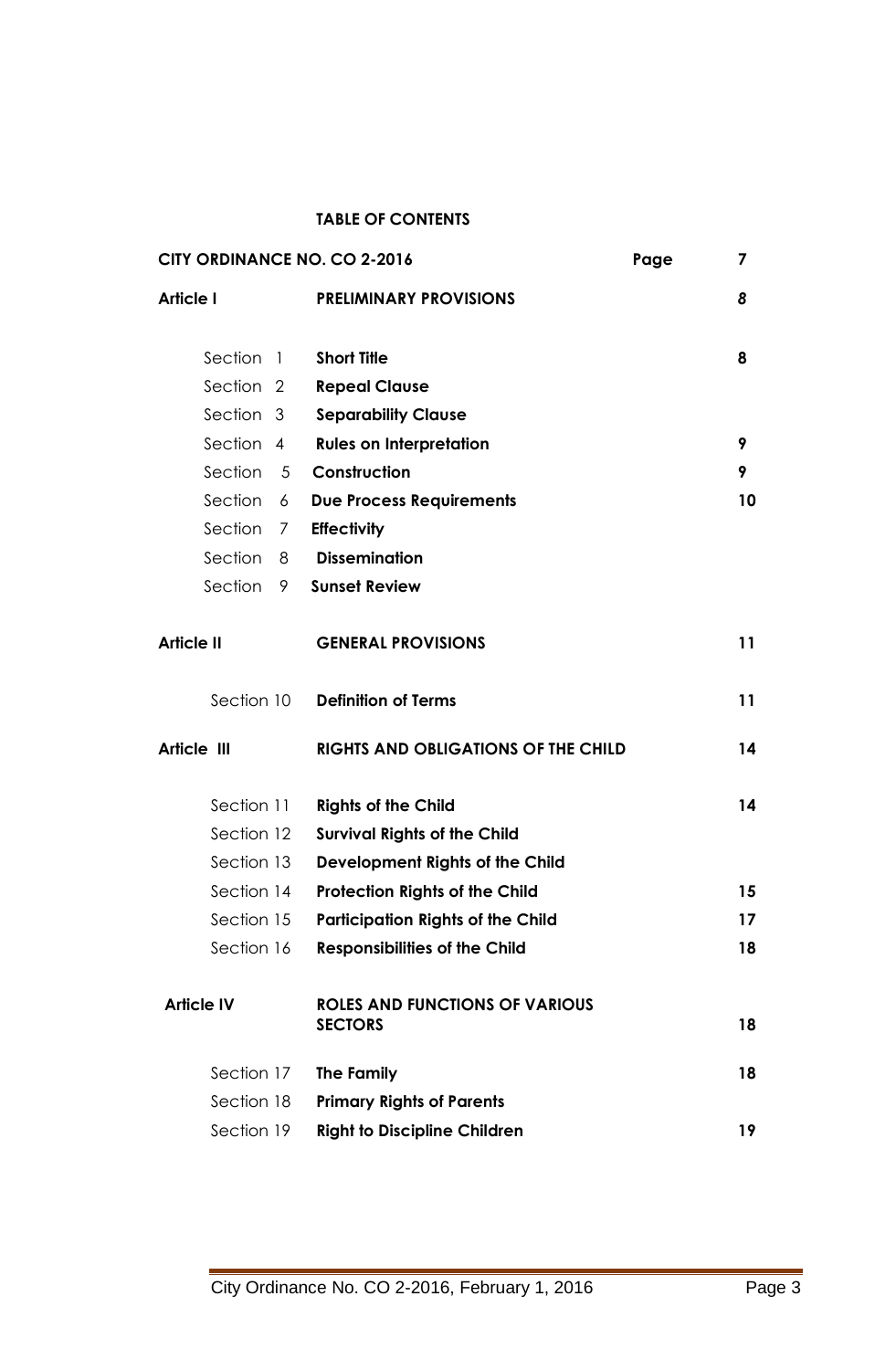**TABLE OF CONTENTS**

| | | |
|---|---|---|
| **CITY ORDINANCE NO. CO 2-2016** | **Page** | **7** |
| **Article I** | **PRELIMINARY PROVISIONS** | ***8*** |
| Section 1 | **Short Title** | **8** |
| Section 2 | **Repeal Clause** | |
| Section 3 | **Separability Clause** | |
| Section 4 | **Rules on Interpretation** | **9** |
| Section 5 | **Construction** | **9** |
| Section 6 | **Due Process Requirements** | **10** |
| Section 7 | **Effectivity** | |
| Section 8 | **Dissemination** | |
| Section 9 | **Sunset Review** | |
| **Article II** | **GENERAL PROVISIONS** | **11** |
| Section 10 | **Definition of Terms** | **11** |
| **Article III** | **RIGHTS AND OBLIGATIONS OF THE CHILD** | **14** |
| Section 11 | **Rights of the Child** | **14** |
| Section 12 | **Survival Rights of the Child** | |
| Section 13 | **Development Rights of the Child** | |
| Section 14 | **Protection Rights of the Child** | **15** |
| Section 15 | **Participation Rights of the Child** | **17** |
| Section 16 | **Responsibilities of the Child** | **18** |
| **Article IV** | **ROLES AND FUNCTIONS OF VARIOUS SECTORS** | **18** |
| Section 17 | **The Family** | **18** |
| Section 18 | **Primary Rights of Parents** | |
| Section 19 | **Right to Discipline Children** | **19** |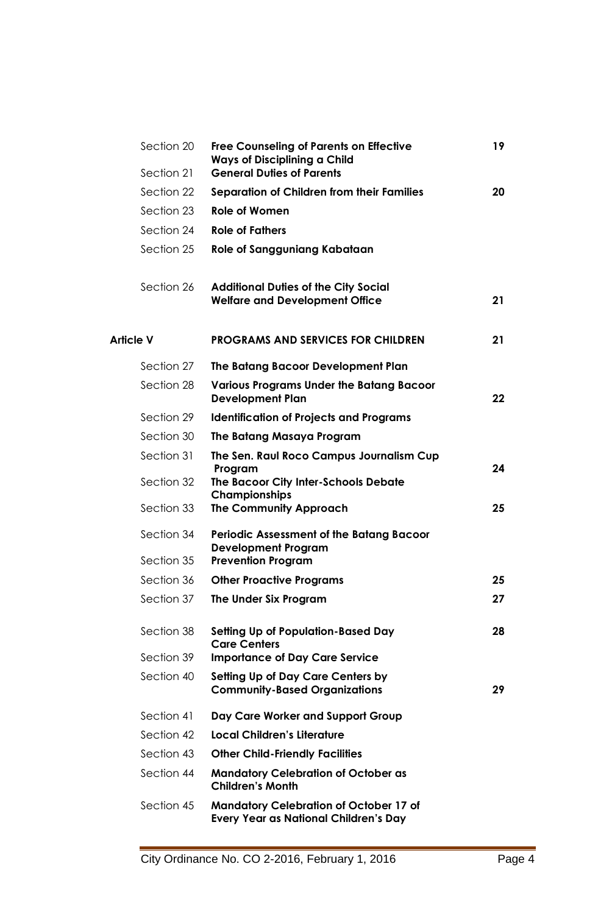| | | |
|---|---|---|
| Section 20 | **Free Counseling of Parents on Effective Ways of Disciplining a Child** | **19** |
| Section 21 | **General Duties of Parents** | |
| Section 22 | **Separation of Children from their Families** | **20** |
| Section 23 | **Role of Women** | |
| Section 24 | **Role of Fathers** | |
| Section 25 | **Role of Sangguniang Kabataan** | |
| Section 26 | **Additional Duties of the City Social Welfare and Development Office** | **21** |
| **Article V** | **PROGRAMS AND SERVICES FOR CHILDREN** | **21** |
| Section 27 | **The Batang Bacoor Development Plan** | |
| Section 28 | **Various Programs Under the Batang Bacoor Development Plan** | **22** |
| Section 29 | **Identification of Projects and Programs** | |
| Section 30 | **The Batang Masaya Program** | |
| Section 31 | **The Sen. Raul Roco Campus Journalism Cup Program** | **24** |
| Section 32 | **The Bacoor City Inter-Schools Debate Championships** | |
| Section 33 | **The Community Approach** | **25** |
| Section 34 | **Periodic Assessment of the Batang Bacoor Development Program** | |
| Section 35 | **Prevention Program** | |
| Section 36 | **Other Proactive Programs** | **25** |
| Section 37 | **The Under Six Program** | **27** |
| Section 38 | **Setting Up of Population-Based Day Care Centers** | **28** |
| Section 39 | **Importance of Day Care Service** | |
| Section 40 | **Setting Up of Day Care Centers by Community-Based Organizations** | **29** |
| Section 41 | **Day Care Worker and Support Group** | |
| Section 42 | **Local Children's Literature** | |
| Section 43 | **Other Child-Friendly Facilities** | |
| Section 44 | **Mandatory Celebration of October as Children's Month** | |
| Section 45 | **Mandatory Celebration of October 17 of Every Year as National Children's Day** | |

City Ordinance No. CO 2-2016, February 1, 2016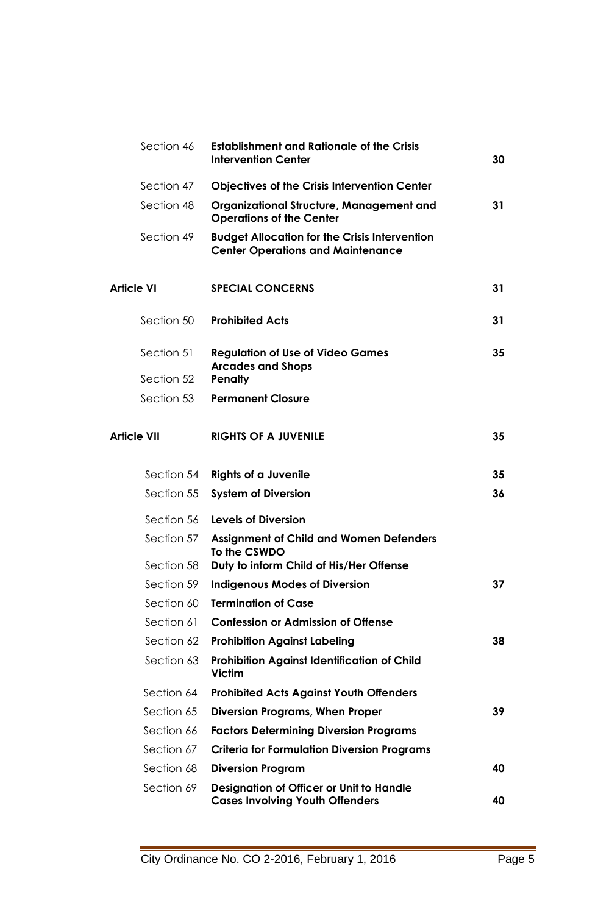| | | |
|---|---|---|
| Section 46 | **Establishment and Rationale of the Crisis Intervention Center** | **30** |
| Section 47 | **Objectives of the Crisis Intervention Center** | |
| Section 48 | **Organizational Structure, Management and Operations of the Center** | **31** |
| Section 49 | **Budget Allocation for the Crisis Intervention Center Operations and Maintenance** | |
| **Article VI** | **SPECIAL CONCERNS** | **31** |
| Section 50 | **Prohibited Acts** | **31** |
| Section 51 | **Regulation of Use of Video Games Arcades and Shops** | **35** |
| Section 52 | **Penalty** | |
| Section 53 | **Permanent Closure** | |
| **Article VII** | **RIGHTS OF A JUVENILE** | **35** |
| Section 54 | **Rights of a Juvenile** | **35** |
| Section 55 | **System of Diversion** | **36** |
| Section 56 | **Levels of Diversion** | |
| Section 57 | **Assignment of Child and Women Defenders To the CSWDO** | |
| Section 58 | **Duty to inform Child of His/Her Offense** | |
| Section 59 | **Indigenous Modes of Diversion** | **37** |
| Section 60 | **Termination of Case** | |
| Section 61 | **Confession or Admission of Offense** | |
| Section 62 | **Prohibition Against Labeling** | **38** |
| Section 63 | **Prohibition Against Identification of Child Victim** | |
| Section 64 | **Prohibited Acts Against Youth Offenders** | |
| Section 65 | **Diversion Programs, When Proper** | **39** |
| Section 66 | **Factors Determining Diversion Programs** | |
| Section 67 | **Criteria for Formulation Diversion Programs** | |
| Section 68 | **Diversion Program** | **40** |
| Section 69 | **Designation of Officer or Unit to Handle Cases Involving Youth Offenders** | **40** |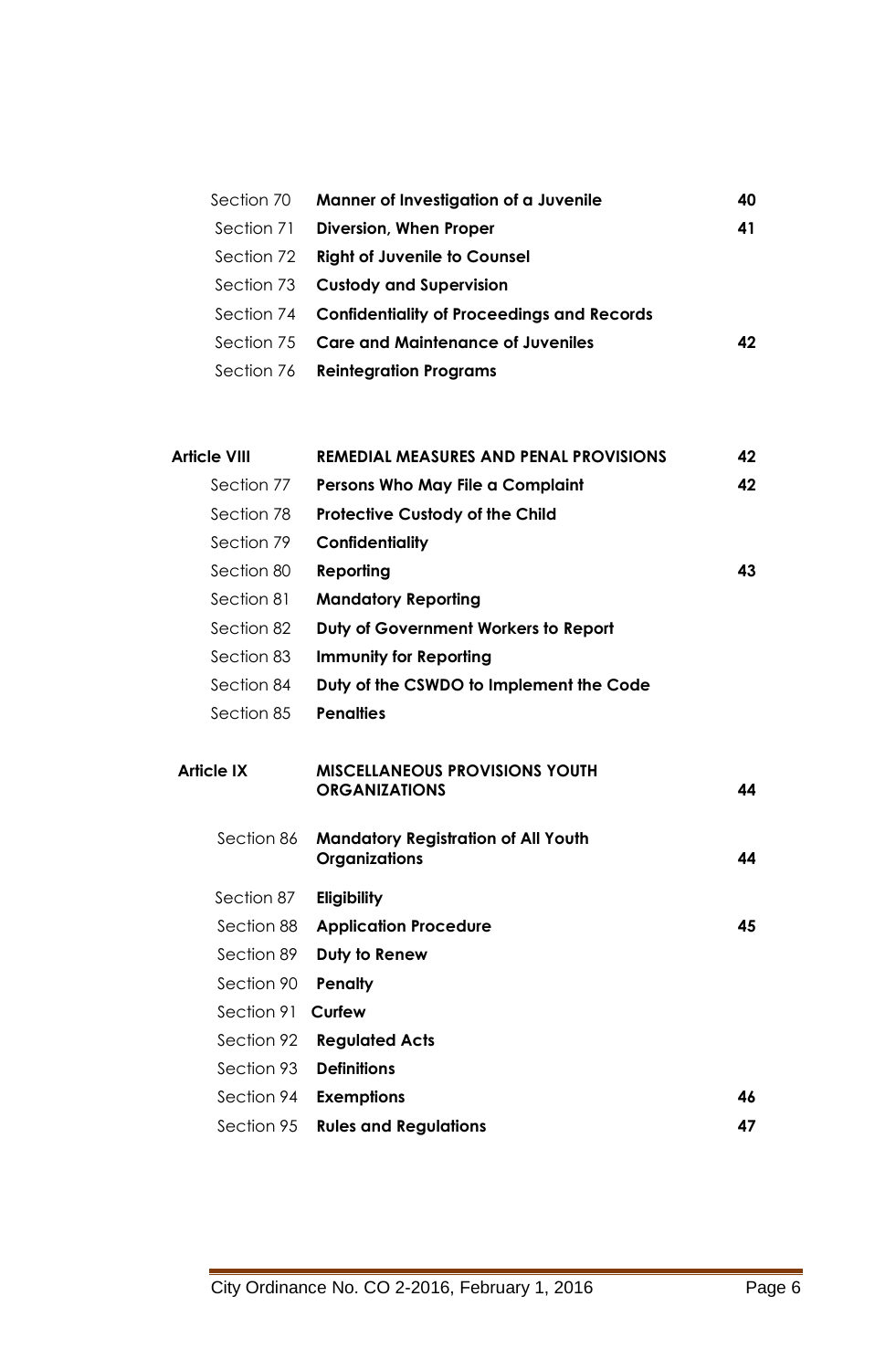| | | |
|---|---|---|
| Section 70 | **Manner of Investigation of a Juvenile** | **40** |
| Section 71 | **Diversion, When Proper** | **41** |
| Section 72 | **Right of Juvenile to Counsel** | |
| Section 73 | **Custody and Supervision** | |
| Section 74 | **Confidentiality of Proceedings and Records** | |
| Section 75 | **Care and Maintenance of Juveniles** | **42** |
| Section 76 | **Reintegration Programs** | |
| **Article VIII** | **REMEDIAL MEASURES AND PENAL PROVISIONS** | **42** |
| Section 77 | **Persons Who May File a Complaint** | **42** |
| Section 78 | **Protective Custody of the Child** | |
| Section 79 | **Confidentiality** | |
| Section 80 | **Reporting** | **43** |
| Section 81 | **Mandatory Reporting** | |
| Section 82 | **Duty of Government Workers to Report** | |
| Section 83 | **Immunity for Reporting** | |
| Section 84 | **Duty of the CSWDO to Implement the Code** | |
| Section 85 | **Penalties** | |
| **Article IX** | **MISCELLANEOUS PROVISIONS YOUTH ORGANIZATIONS** | **44** |
| Section 86 | **Mandatory Registration of All Youth Organizations** | **44** |
| Section 87 | **Eligibility** | |
| Section 88 | **Application Procedure** | **45** |
| Section 89 | **Duty to Renew** | |
| Section 90 | **Penalty** | |
| Section 91 | **Curfew** | |
| Section 92 | **Regulated Acts** | |
| Section 93 | **Definitions** | |
| Section 94 | **Exemptions** | **46** |
| Section 95 | **Rules and Regulations** | **47** |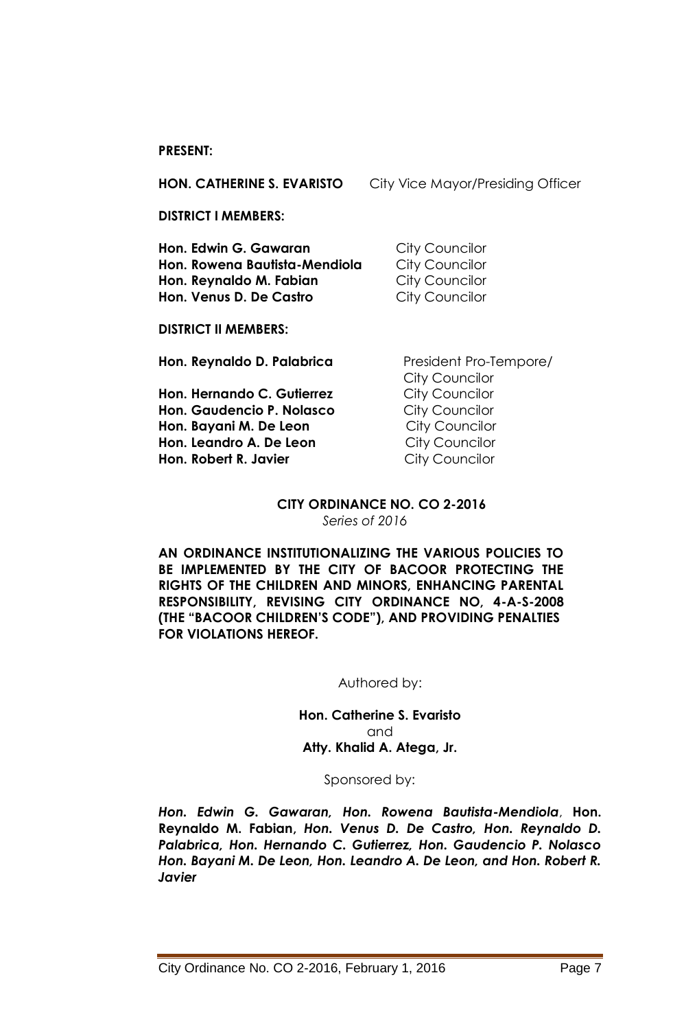**PRESENT:**

**HON. CATHERINE S. EVARISTO** City Vice Mayor/Presiding Officer

**DISTRICT I MEMBERS:**

| | |
|---|---|
| **Hon. Edwin G. Gawaran** | City Councilor |
| **Hon. Rowena Bautista-Mendiola** | City Councilor |
| **Hon. Reynaldo M. Fabian** | City Councilor |
| **Hon. Venus D. De Castro** | City Councilor |

**DISTRICT II MEMBERS:**

| | |
|---|---|
| **Hon. Reynaldo D. Palabrica** | President Pro-Tempore/ City Councilor |
| **Hon. Hernando C. Gutierrez** | City Councilor |
| **Hon. Gaudencio P. Nolasco** | City Councilor |
| **Hon. Bayani M. De Leon** | City Councilor |
| **Hon. Leandro A. De Leon** | City Councilor |
| **Hon. Robert R. Javier** | City Councilor |

**CITY ORDINANCE NO. CO 2-2016**
*Series of 2016*

**AN ORDINANCE INSTITUTIONALIZING THE VARIOUS POLICIES TO BE IMPLEMENTED BY THE CITY OF BACOOR PROTECTING THE RIGHTS OF THE CHILDREN AND MINORS, ENHANCING PARENTAL RESPONSIBILITY, REVISING CITY ORDINANCE NO, 4-A-S-2008 (THE "BACOOR CHILDREN'S CODE"), AND PROVIDING PENALTIES FOR VIOLATIONS HEREOF.**

Authored by:

**Hon. Catherine S. Evaristo**
and
**Atty. Khalid A. Atega, Jr.**

Sponsored by:

***Hon. Edwin G. Gawaran, Hon. Rowena Bautista-Mendiola*, Hon. Reynaldo M. Fabian, *Hon. Venus D. De Castro, Hon. Reynaldo D. Palabrica, Hon. Hernando C. Gutierrez, Hon. Gaudencio P. Nolasco Hon. Bayani M. De Leon, Hon. Leandro A. De Leon, and Hon. Robert R. Javier***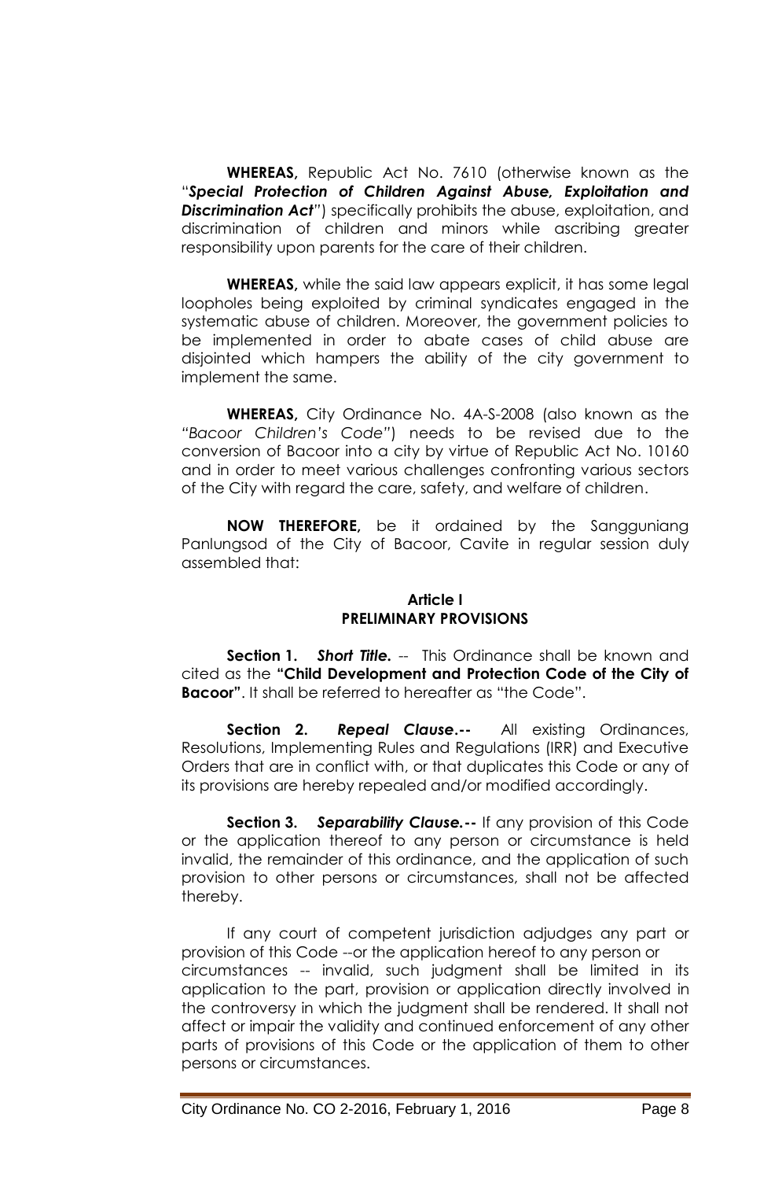**WHEREAS,** Republic Act No. 7610 (otherwise known as the "***Special Protection of Children Against Abuse, Exploitation and Discrimination Act***") specifically prohibits the abuse, exploitation, and discrimination of children and minors while ascribing greater responsibility upon parents for the care of their children.

**WHEREAS,** while the said law appears explicit, it has some legal loopholes being exploited by criminal syndicates engaged in the systematic abuse of children. Moreover, the government policies to be implemented in order to abate cases of child abuse are disjointed which hampers the ability of the city government to implement the same.

**WHEREAS,** City Ordinance No. 4A-S-2008 (also known as the *"Bacoor Children's Code"*) needs to be revised due to the conversion of Bacoor into a city by virtue of Republic Act No. 10160 and in order to meet various challenges confronting various sectors of the City with regard the care, safety, and welfare of children.

**NOW THEREFORE,** be it ordained by the Sangguniang Panlungsod of the City of Bacoor, Cavite in regular session duly assembled that:

## Article I
## PRELIMINARY PROVISIONS

**Section 1.** ***Short Title.*** -- This Ordinance shall be known and cited as the **"Child Development and Protection Code of the City of Bacoor"**. It shall be referred to hereafter as "the Code".

**Section 2.** ***Repeal Clause.--*** All existing Ordinances, Resolutions, Implementing Rules and Regulations (IRR) and Executive Orders that are in conflict with, or that duplicates this Code or any of its provisions are hereby repealed and/or modified accordingly.

**Section 3.** ***Separability Clause.--*** If any provision of this Code or the application thereof to any person or circumstance is held invalid, the remainder of this ordinance, and the application of such provision to other persons or circumstances, shall not be affected thereby.

If any court of competent jurisdiction adjudges any part or provision of this Code --or the application hereof to any person or circumstances -- invalid, such judgment shall be limited in its application to the part, provision or application directly involved in the controversy in which the judgment shall be rendered. It shall not affect or impair the validity and continued enforcement of any other parts of provisions of this Code or the application of them to other persons or circumstances.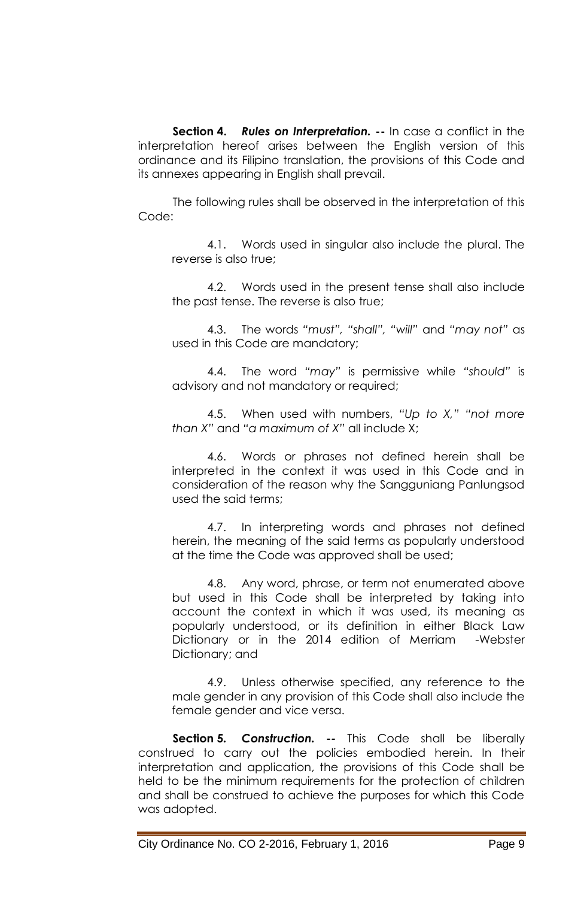**Section 4.** ***Rules on Interpretation.*** **--** In case a conflict in the interpretation hereof arises between the English version of this ordinance and its Filipino translation, the provisions of this Code and its annexes appearing in English shall prevail.

The following rules shall be observed in the interpretation of this Code:

4.1. Words used in singular also include the plural. The reverse is also true;

4.2. Words used in the present tense shall also include the past tense. The reverse is also true;

4.3. The words *"must", "shall", "will"* and *"may not"* as used in this Code are mandatory;

4.4. The word *"may"* is permissive while *"should"* is advisory and not mandatory or required;

4.5. When used with numbers, *"Up to X," "not more than X"* and *"a maximum of X"* all include X;

4.6. Words or phrases not defined herein shall be interpreted in the context it was used in this Code and in consideration of the reason why the Sangguniang Panlungsod used the said terms;

4.7. In interpreting words and phrases not defined herein, the meaning of the said terms as popularly understood at the time the Code was approved shall be used;

4.8. Any word, phrase, or term not enumerated above but used in this Code shall be interpreted by taking into account the context in which it was used, its meaning as popularly understood, or its definition in either Black Law Dictionary or in the 2014 edition of Merriam -Webster Dictionary; and

4.9. Unless otherwise specified, any reference to the male gender in any provision of this Code shall also include the female gender and vice versa.

**Section 5.** ***Construction. --*** This Code shall be liberally construed to carry out the policies embodied herein. In their interpretation and application, the provisions of this Code shall be held to be the minimum requirements for the protection of children and shall be construed to achieve the purposes for which this Code was adopted.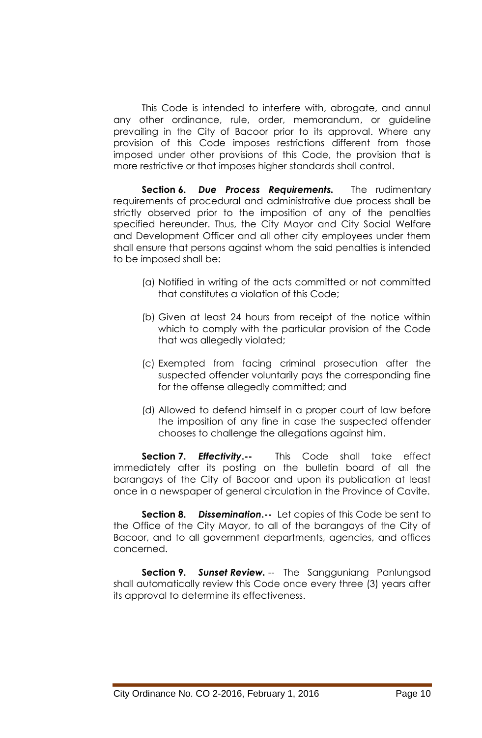This Code is intended to interfere with, abrogate, and annul any other ordinance, rule, order, memorandum, or guideline prevailing in the City of Bacoor prior to its approval. Where any provision of this Code imposes restrictions different from those imposed under other provisions of this Code, the provision that is more restrictive or that imposes higher standards shall control.

**Section 6.** ***Due Process Requirements.*** The rudimentary requirements of procedural and administrative due process shall be strictly observed prior to the imposition of any of the penalties specified hereunder. Thus, the City Mayor and City Social Welfare and Development Officer and all other city employees under them shall ensure that persons against whom the said penalties is intended to be imposed shall be:

(a) Notified in writing of the acts committed or not committed that constitutes a violation of this Code;

(b) Given at least 24 hours from receipt of the notice within which to comply with the particular provision of the Code that was allegedly violated;

(c) Exempted from facing criminal prosecution after the suspected offender voluntarily pays the corresponding fine for the offense allegedly committed; and

(d) Allowed to defend himself in a proper court of law before the imposition of any fine in case the suspected offender chooses to challenge the allegations against him.

**Section 7.** ***Effectivity*.--** This Code shall take effect immediately after its posting on the bulletin board of all the barangays of the City of Bacoor and upon its publication at least once in a newspaper of general circulation in the Province of Cavite.

**Section 8.** ***Dissemination*.--** Let copies of this Code be sent to the Office of the City Mayor, to all of the barangays of the City of Bacoor, and to all government departments, agencies, and offices concerned.

**Section 9.** ***Sunset Review.*** -- The Sangguniang Panlungsod shall automatically review this Code once every three (3) years after its approval to determine its effectiveness.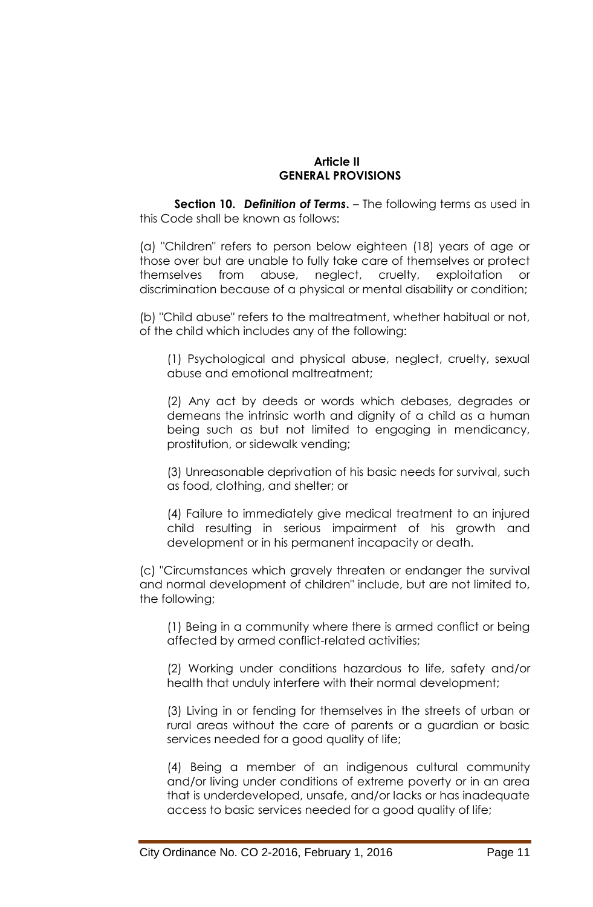## Article II
## GENERAL PROVISIONS

**Section 10.** ***Definition of Terms***. – The following terms as used in this Code shall be known as follows:

(a) "Children" refers to person below eighteen (18) years of age or those over but are unable to fully take care of themselves or protect themselves from abuse, neglect, cruelty, exploitation or discrimination because of a physical or mental disability or condition;

(b) "Child abuse" refers to the maltreatment, whether habitual or not, of the child which includes any of the following:

(1) Psychological and physical abuse, neglect, cruelty, sexual abuse and emotional maltreatment;

(2) Any act by deeds or words which debases, degrades or demeans the intrinsic worth and dignity of a child as a human being such as but not limited to engaging in mendicancy, prostitution, or sidewalk vending;

(3) Unreasonable deprivation of his basic needs for survival, such as food, clothing, and shelter; or

(4) Failure to immediately give medical treatment to an injured child resulting in serious impairment of his growth and development or in his permanent incapacity or death.

(c) "Circumstances which gravely threaten or endanger the survival and normal development of children" include, but are not limited to, the following;

(1) Being in a community where there is armed conflict or being affected by armed conflict-related activities;

(2) Working under conditions hazardous to life, safety and/or health that unduly interfere with their normal development;

(3) Living in or fending for themselves in the streets of urban or rural areas without the care of parents or a guardian or basic services needed for a good quality of life;

(4) Being a member of an indigenous cultural community and/or living under conditions of extreme poverty or in an area that is underdeveloped, unsafe, and/or lacks or has inadequate access to basic services needed for a good quality of life;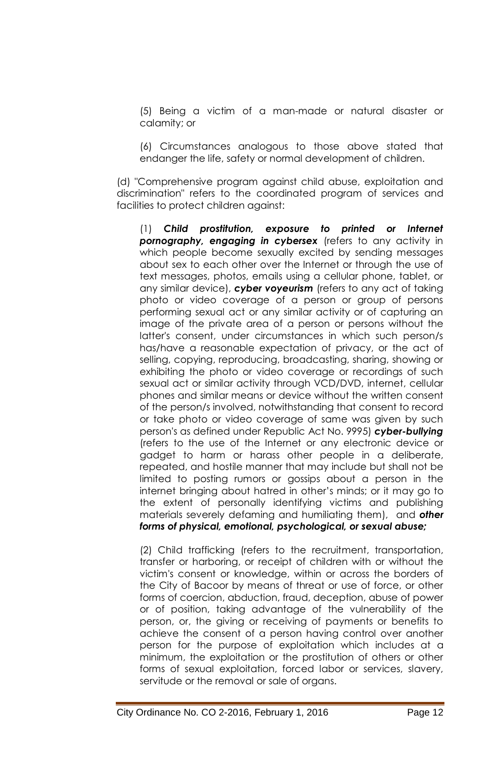(5) Being a victim of a man-made or natural disaster or calamity; or

(6) Circumstances analogous to those above stated that endanger the life, safety or normal development of children.

(d) "Comprehensive program against child abuse, exploitation and discrimination" refers to the coordinated program of services and facilities to protect children against:

(1) ***Child prostitution, exposure to printed or Internet pornography, engaging in cybersex*** (refers to any activity in which people become sexually excited by sending messages about sex to each other over the Internet or through the use of text messages, photos, emails using a cellular phone, tablet, or any similar device), ***cyber voyeurism*** (refers to any act of taking photo or video coverage of a person or group of persons performing sexual act or any similar activity or of capturing an image of the private area of a person or persons without the latter's consent, under circumstances in which such person/s has/have a reasonable expectation of privacy, or the act of selling, copying, reproducing, broadcasting, sharing, showing or exhibiting the photo or video coverage or recordings of such sexual act or similar activity through VCD/DVD, internet, cellular phones and similar means or device without the written consent of the person/s involved, notwithstanding that consent to record or take photo or video coverage of same was given by such person's as defined under Republic Act No. 9995) ***cyber-bullying*** (refers to the use of the Internet or any electronic device or gadget to harm or harass other people in a deliberate, repeated, and hostile manner that may include but shall not be limited to posting rumors or gossips about a person in the internet bringing about hatred in other's minds; or it may go to the extent of personally identifying victims and publishing materials severely defaming and humiliating them), and ***other forms of physical, emotional, psychological, or sexual abuse;***

(2) Child trafficking (refers to the recruitment, transportation, transfer or harboring, or receipt of children with or without the victim's consent or knowledge, within or across the borders of the City of Bacoor by means of threat or use of force, or other forms of coercion, abduction, fraud, deception, abuse of power or of position, taking advantage of the vulnerability of the person, or, the giving or receiving of payments or benefits to achieve the consent of a person having control over another person for the purpose of exploitation which includes at a minimum, the exploitation or the prostitution of others or other forms of sexual exploitation, forced labor or services, slavery, servitude or the removal or sale of organs.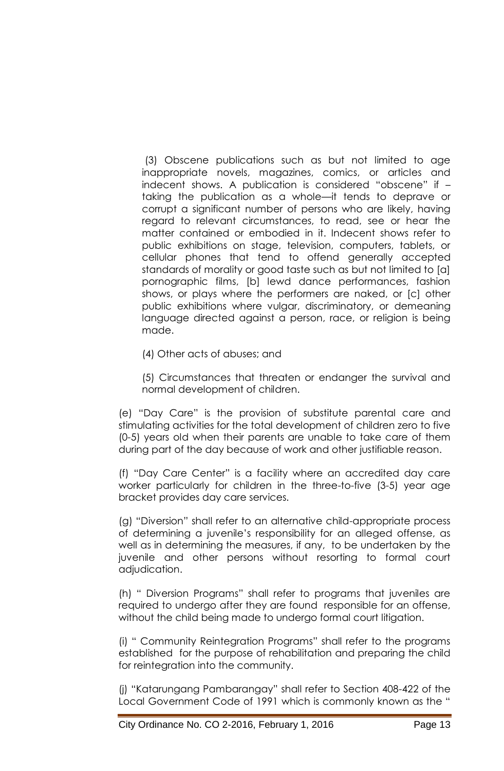(3) Obscene publications such as but not limited to age inappropriate novels, magazines, comics, or articles and indecent shows. A publication is considered "obscene" if – taking the publication as a whole—it tends to deprave or corrupt a significant number of persons who are likely, having regard to relevant circumstances, to read, see or hear the matter contained or embodied in it. Indecent shows refer to public exhibitions on stage, television, computers, tablets, or cellular phones that tend to offend generally accepted standards of morality or good taste such as but not limited to [a] pornographic films, [b] lewd dance performances, fashion shows, or plays where the performers are naked, or [c] other public exhibitions where vulgar, discriminatory, or demeaning language directed against a person, race, or religion is being made.

(4) Other acts of abuses; and

(5) Circumstances that threaten or endanger the survival and normal development of children.

(e) "Day Care" is the provision of substitute parental care and stimulating activities for the total development of children zero to five (0-5) years old when their parents are unable to take care of them during part of the day because of work and other justifiable reason.

(f) "Day Care Center" is a facility where an accredited day care worker particularly for children in the three-to-five (3-5) year age bracket provides day care services.

(g) "Diversion" shall refer to an alternative child-appropriate process of determining a juvenile's responsibility for an alleged offense, as well as in determining the measures, if any, to be undertaken by the juvenile and other persons without resorting to formal court adjudication.

(h) " Diversion Programs" shall refer to programs that juveniles are required to undergo after they are found responsible for an offense, without the child being made to undergo formal court litigation.

(i) " Community Reintegration Programs" shall refer to the programs established for the purpose of rehabilitation and preparing the child for reintegration into the community.

(j) "Katarungang Pambarangay" shall refer to Section 408-422 of the Local Government Code of 1991 which is commonly known as the "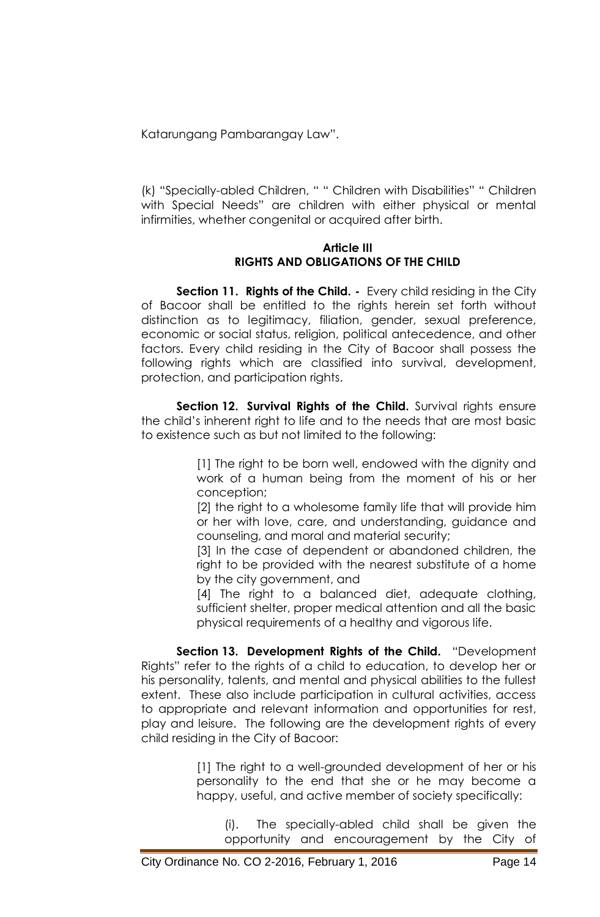Katarungang Pambarangay Law".

(k) "Specially-abled Children, " " Children with Disabilities" " Children with Special Needs" are children with either physical or mental infirmities, whether congenital or acquired after birth.

**Article III**
**RIGHTS AND OBLIGATIONS OF THE CHILD**

**Section 11. Rights of the Child. -** Every child residing in the City of Bacoor shall be entitled to the rights herein set forth without distinction as to legitimacy, filiation, gender, sexual preference, economic or social status, religion, political antecedence, and other factors. Every child residing in the City of Bacoor shall possess the following rights which are classified into survival, development, protection, and participation rights.

**Section 12. Survival Rights of the Child.** Survival rights ensure the child's inherent right to life and to the needs that are most basic to existence such as but not limited to the following:

> [1] The right to be born well, endowed with the dignity and work of a human being from the moment of his or her conception;
> [2] the right to a wholesome family life that will provide him or her with love, care, and understanding, guidance and counseling, and moral and material security;
> [3] In the case of dependent or abandoned children, the right to be provided with the nearest substitute of a home by the city government, and
> [4] The right to a balanced diet, adequate clothing, sufficient shelter, proper medical attention and all the basic physical requirements of a healthy and vigorous life.

**Section 13. Development Rights of the Child.** "Development Rights" refer to the rights of a child to education, to develop her or his personality, talents, and mental and physical abilities to the fullest extent. These also include participation in cultural activities, access to appropriate and relevant information and opportunities for rest, play and leisure. The following are the development rights of every child residing in the City of Bacoor:

> [1] The right to a well-grounded development of her or his personality to the end that she or he may become a happy, useful, and active member of society specifically:
>
> > (i). The specially-abled child shall be given the opportunity and encouragement by the City of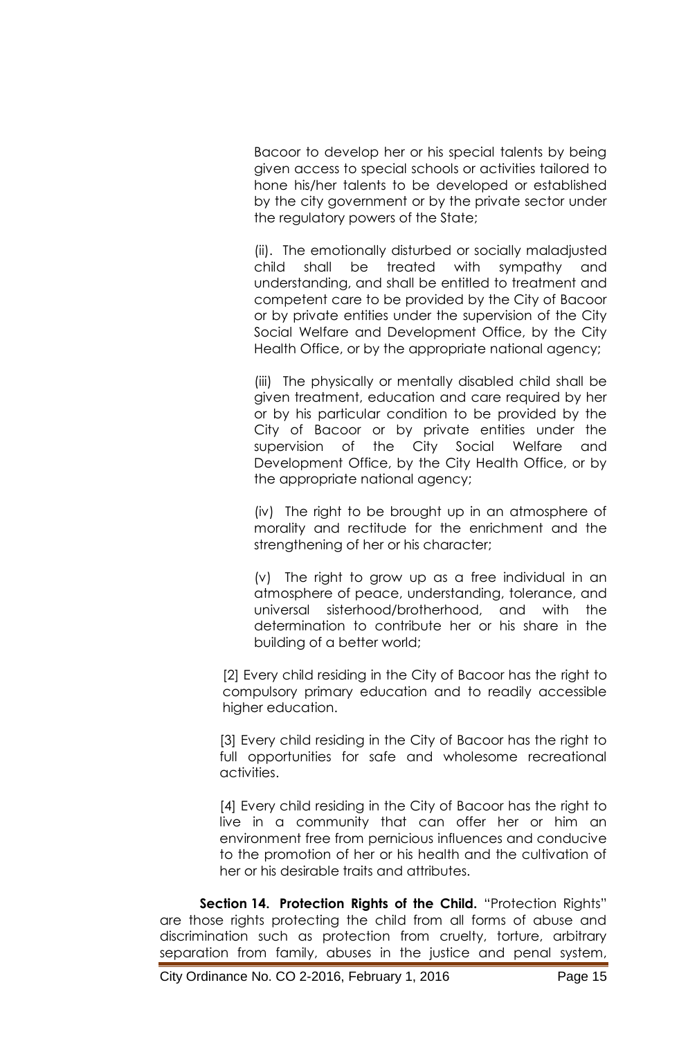Bacoor to develop her or his special talents by being given access to special schools or activities tailored to hone his/her talents to be developed or established by the city government or by the private sector under the regulatory powers of the State;

(ii). The emotionally disturbed or socially maladjusted child shall be treated with sympathy and understanding, and shall be entitled to treatment and competent care to be provided by the City of Bacoor or by private entities under the supervision of the City Social Welfare and Development Office, by the City Health Office, or by the appropriate national agency;

(iii) The physically or mentally disabled child shall be given treatment, education and care required by her or by his particular condition to be provided by the City of Bacoor or by private entities under the supervision of the City Social Welfare and Development Office, by the City Health Office, or by the appropriate national agency;

(iv) The right to be brought up in an atmosphere of morality and rectitude for the enrichment and the strengthening of her or his character;

(v) The right to grow up as a free individual in an atmosphere of peace, understanding, tolerance, and universal sisterhood/brotherhood, and with the determination to contribute her or his share in the building of a better world;

[2] Every child residing in the City of Bacoor has the right to compulsory primary education and to readily accessible higher education.

[3] Every child residing in the City of Bacoor has the right to full opportunities for safe and wholesome recreational activities.

[4] Every child residing in the City of Bacoor has the right to live in a community that can offer her or him an environment free from pernicious influences and conducive to the promotion of her or his health and the cultivation of her or his desirable traits and attributes.

**Section 14. Protection Rights of the Child.** "Protection Rights" are those rights protecting the child from all forms of abuse and discrimination such as protection from cruelty, torture, arbitrary separation from family, abuses in the justice and penal system,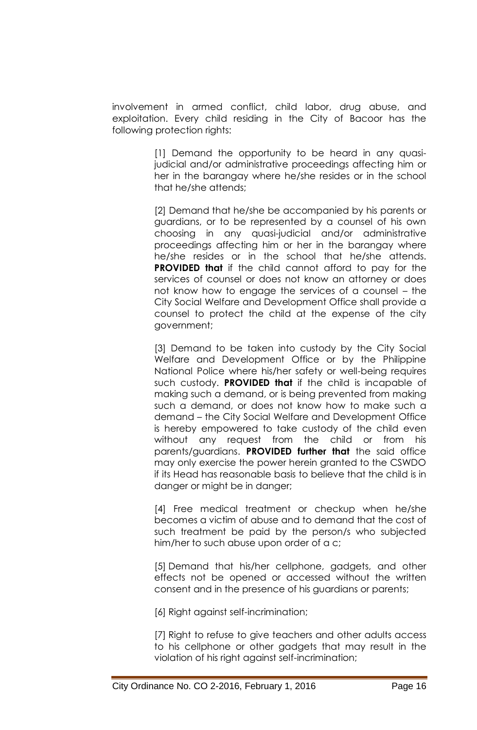involvement in armed conflict, child labor, drug abuse, and exploitation. Every child residing in the City of Bacoor has the following protection rights:

[1] Demand the opportunity to be heard in any quasi-judicial and/or administrative proceedings affecting him or her in the barangay where he/she resides or in the school that he/she attends;

[2] Demand that he/she be accompanied by his parents or guardians, or to be represented by a counsel of his own choosing in any quasi-judicial and/or administrative proceedings affecting him or her in the barangay where he/she resides or in the school that he/she attends. **PROVIDED that** if the child cannot afford to pay for the services of counsel or does not know an attorney or does not know how to engage the services of a counsel – the City Social Welfare and Development Office shall provide a counsel to protect the child at the expense of the city government;

[3] Demand to be taken into custody by the City Social Welfare and Development Office or by the Philippine National Police where his/her safety or well-being requires such custody. **PROVIDED that** if the child is incapable of making such a demand, or is being prevented from making such a demand, or does not know how to make such a demand – the City Social Welfare and Development Office is hereby empowered to take custody of the child even without any request from the child or from his parents/guardians. **PROVIDED further that** the said office may only exercise the power herein granted to the CSWDO if its Head has reasonable basis to believe that the child is in danger or might be in danger;

[4] Free medical treatment or checkup when he/she becomes a victim of abuse and to demand that the cost of such treatment be paid by the person/s who subjected him/her to such abuse upon order of a c;

[5] Demand that his/her cellphone, gadgets, and other effects not be opened or accessed without the written consent and in the presence of his guardians or parents;

[6] Right against self-incrimination;

[7] Right to refuse to give teachers and other adults access to his cellphone or other gadgets that may result in the violation of his right against self-incrimination;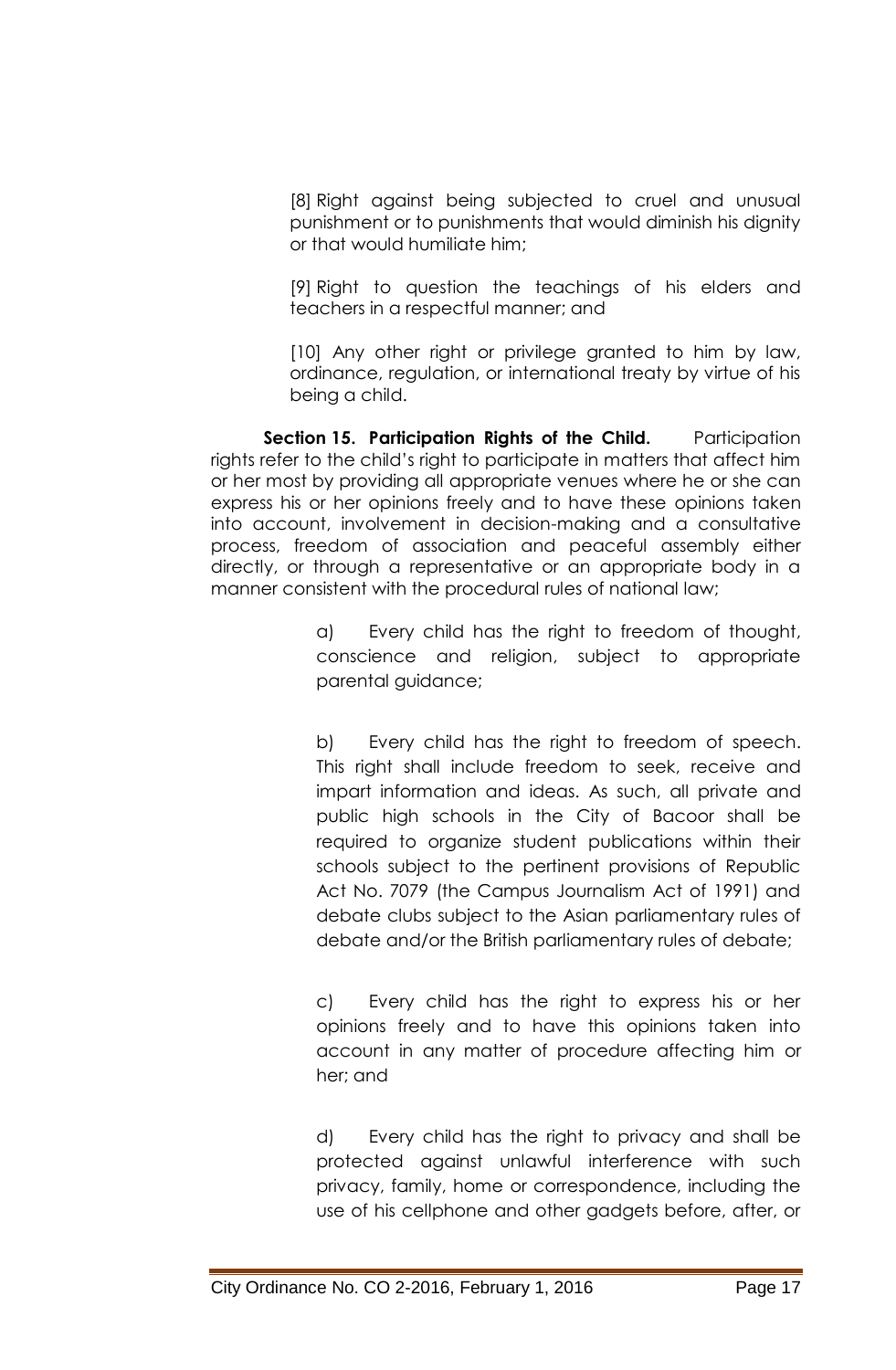[8] Right against being subjected to cruel and unusual punishment or to punishments that would diminish his dignity or that would humiliate him;

[9] Right to question the teachings of his elders and teachers in a respectful manner; and

[10] Any other right or privilege granted to him by law, ordinance, regulation, or international treaty by virtue of his being a child.

**Section 15. Participation Rights of the Child.** Participation rights refer to the child's right to participate in matters that affect him or her most by providing all appropriate venues where he or she can express his or her opinions freely and to have these opinions taken into account, involvement in decision-making and a consultative process, freedom of association and peaceful assembly either directly, or through a representative or an appropriate body in a manner consistent with the procedural rules of national law;

a) Every child has the right to freedom of thought, conscience and religion, subject to appropriate parental guidance;

b) Every child has the right to freedom of speech. This right shall include freedom to seek, receive and impart information and ideas. As such, all private and public high schools in the City of Bacoor shall be required to organize student publications within their schools subject to the pertinent provisions of Republic Act No. 7079 (the Campus Journalism Act of 1991) and debate clubs subject to the Asian parliamentary rules of debate and/or the British parliamentary rules of debate;

c) Every child has the right to express his or her opinions freely and to have this opinions taken into account in any matter of procedure affecting him or her; and

d) Every child has the right to privacy and shall be protected against unlawful interference with such privacy, family, home or correspondence, including the use of his cellphone and other gadgets before, after, or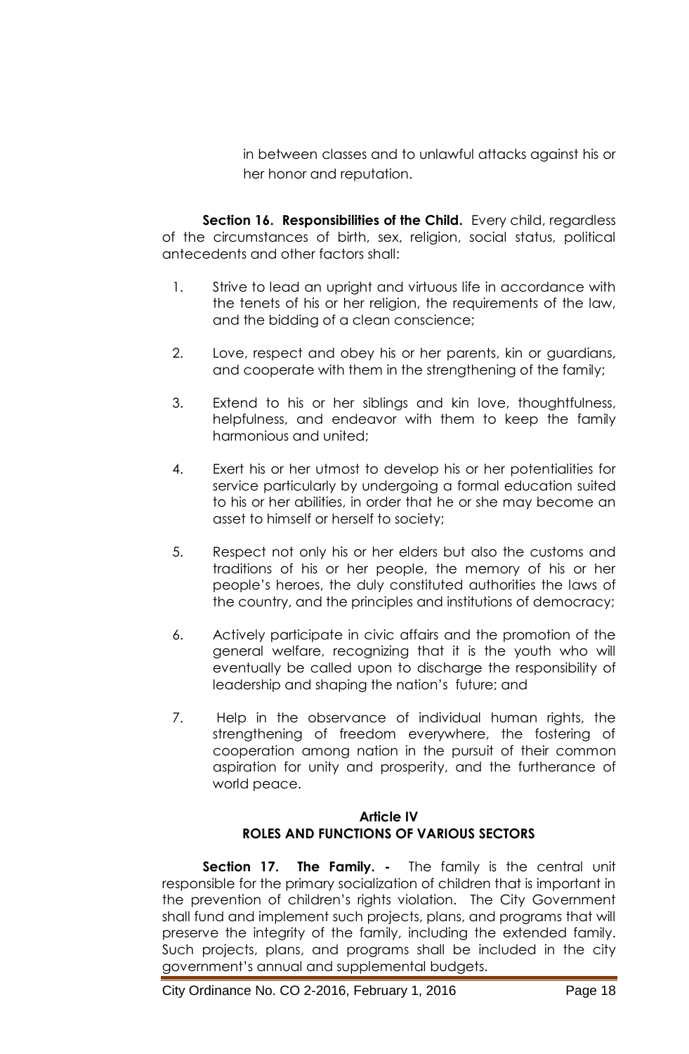in between classes and to unlawful attacks against his or her honor and reputation.

**Section 16. Responsibilities of the Child.** Every child, regardless of the circumstances of birth, sex, religion, social status, political antecedents and other factors shall:

1. Strive to lead an upright and virtuous life in accordance with the tenets of his or her religion, the requirements of the law, and the bidding of a clean conscience;

2. Love, respect and obey his or her parents, kin or guardians, and cooperate with them in the strengthening of the family;

3. Extend to his or her siblings and kin love, thoughtfulness, helpfulness, and endeavor with them to keep the family harmonious and united;

4. Exert his or her utmost to develop his or her potentialities for service particularly by undergoing a formal education suited to his or her abilities, in order that he or she may become an asset to himself or herself to society;

5. Respect not only his or her elders but also the customs and traditions of his or her people, the memory of his or her people's heroes, the duly constituted authorities the laws of the country, and the principles and institutions of democracy;

6. Actively participate in civic affairs and the promotion of the general welfare, recognizing that it is the youth who will eventually be called upon to discharge the responsibility of leadership and shaping the nation's future; and

7. Help in the observance of individual human rights, the strengthening of freedom everywhere, the fostering of cooperation among nation in the pursuit of their common aspiration for unity and prosperity, and the furtherance of world peace.

## Article IV
## ROLES AND FUNCTIONS OF VARIOUS SECTORS

**Section 17. The Family. -** The family is the central unit responsible for the primary socialization of children that is important in the prevention of children's rights violation. The City Government shall fund and implement such projects, plans, and programs that will preserve the integrity of the family, including the extended family. Such projects, plans, and programs shall be included in the city government's annual and supplemental budgets.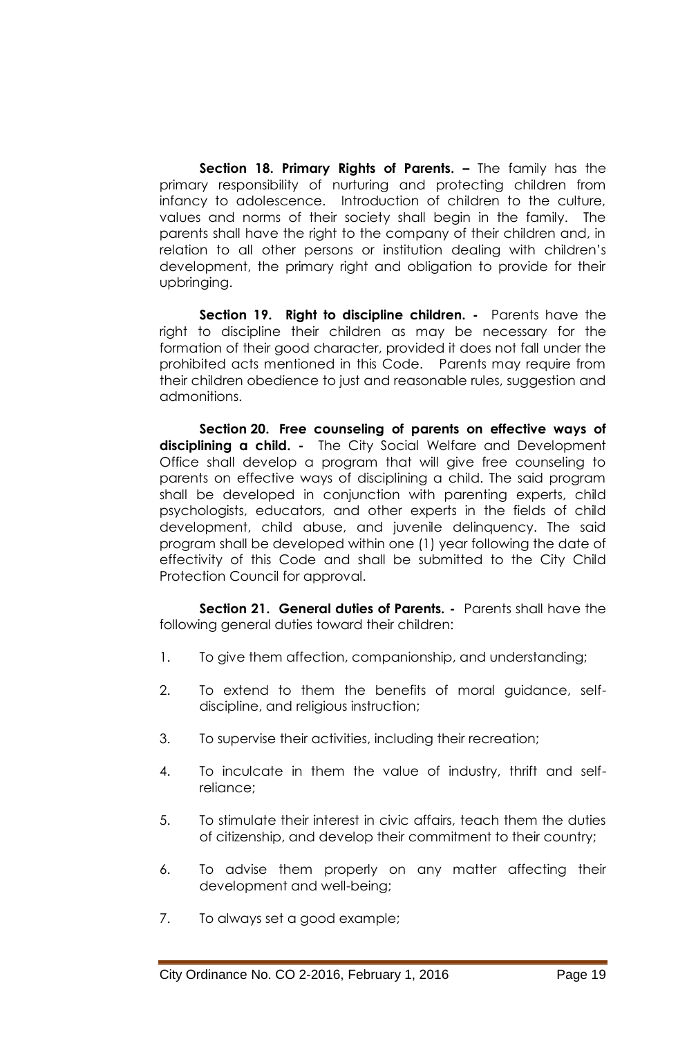**Section 18. Primary Rights of Parents. –** The family has the primary responsibility of nurturing and protecting children from infancy to adolescence. Introduction of children to the culture, values and norms of their society shall begin in the family. The parents shall have the right to the company of their children and, in relation to all other persons or institution dealing with children's development, the primary right and obligation to provide for their upbringing.

**Section 19. Right to discipline children. -** Parents have the right to discipline their children as may be necessary for the formation of their good character, provided it does not fall under the prohibited acts mentioned in this Code. Parents may require from their children obedience to just and reasonable rules, suggestion and admonitions.

**Section 20. Free counseling of parents on effective ways of disciplining a child. -** The City Social Welfare and Development Office shall develop a program that will give free counseling to parents on effective ways of disciplining a child. The said program shall be developed in conjunction with parenting experts, child psychologists, educators, and other experts in the fields of child development, child abuse, and juvenile delinquency. The said program shall be developed within one (1) year following the date of effectivity of this Code and shall be submitted to the City Child Protection Council for approval.

**Section 21. General duties of Parents. -** Parents shall have the following general duties toward their children:

1. To give them affection, companionship, and understanding;

2. To extend to them the benefits of moral guidance, self-discipline, and religious instruction;

3. To supervise their activities, including their recreation;

4. To inculcate in them the value of industry, thrift and self-reliance;

5. To stimulate their interest in civic affairs, teach them the duties of citizenship, and develop their commitment to their country;

6. To advise them properly on any matter affecting their development and well-being;

7. To always set a good example;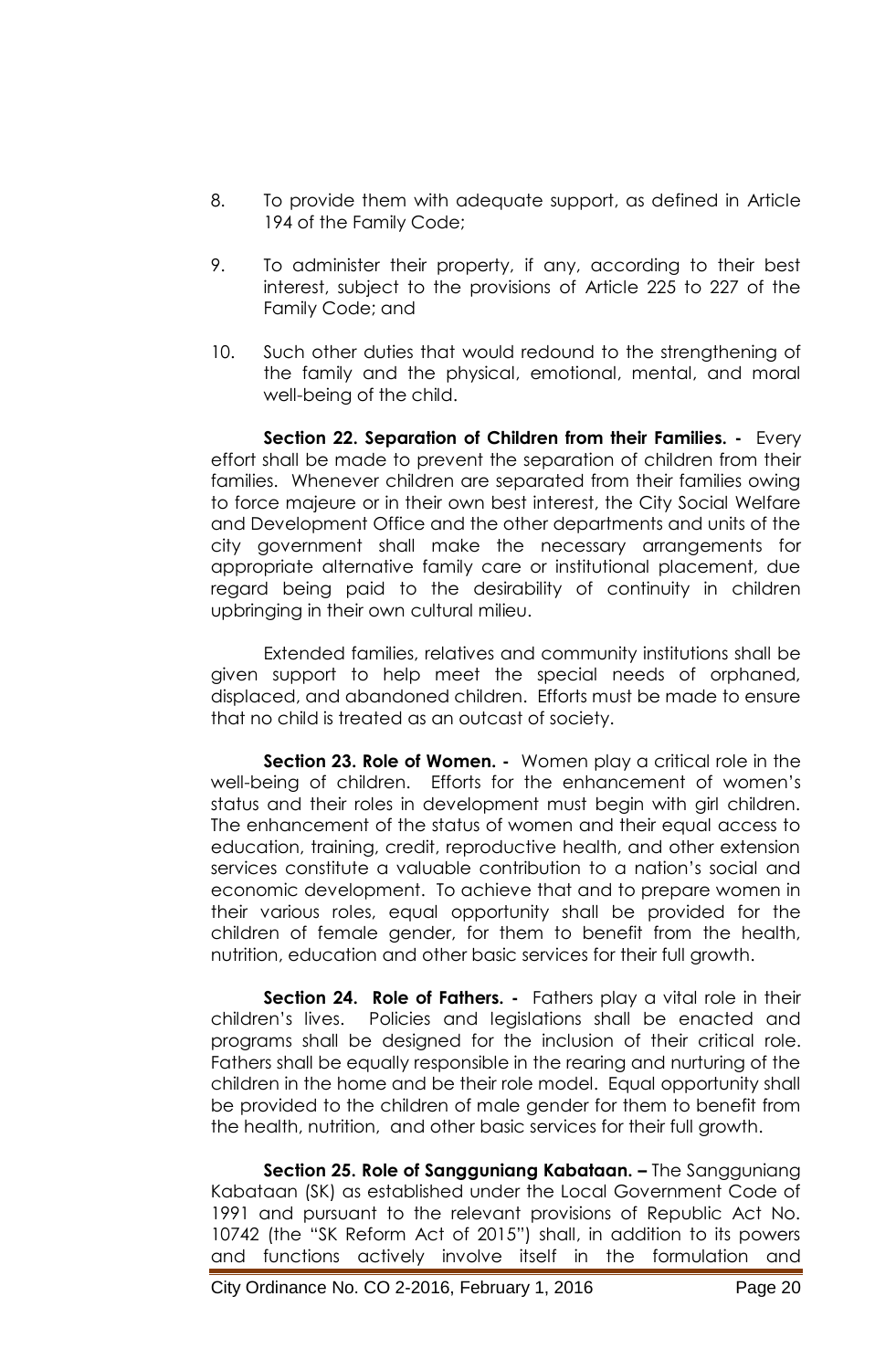8. To provide them with adequate support, as defined in Article 194 of the Family Code;

9. To administer their property, if any, according to their best interest, subject to the provisions of Article 225 to 227 of the Family Code; and

10. Such other duties that would redound to the strengthening of the family and the physical, emotional, mental, and moral well-being of the child.

**Section 22. Separation of Children from their Families. -** Every effort shall be made to prevent the separation of children from their families. Whenever children are separated from their families owing to force majeure or in their own best interest, the City Social Welfare and Development Office and the other departments and units of the city government shall make the necessary arrangements for appropriate alternative family care or institutional placement, due regard being paid to the desirability of continuity in children upbringing in their own cultural milieu.

Extended families, relatives and community institutions shall be given support to help meet the special needs of orphaned, displaced, and abandoned children. Efforts must be made to ensure that no child is treated as an outcast of society.

**Section 23. Role of Women. -** Women play a critical role in the well-being of children. Efforts for the enhancement of women's status and their roles in development must begin with girl children. The enhancement of the status of women and their equal access to education, training, credit, reproductive health, and other extension services constitute a valuable contribution to a nation's social and economic development. To achieve that and to prepare women in their various roles, equal opportunity shall be provided for the children of female gender, for them to benefit from the health, nutrition, education and other basic services for their full growth.

**Section 24. Role of Fathers. -** Fathers play a vital role in their children's lives. Policies and legislations shall be enacted and programs shall be designed for the inclusion of their critical role. Fathers shall be equally responsible in the rearing and nurturing of the children in the home and be their role model. Equal opportunity shall be provided to the children of male gender for them to benefit from the health, nutrition, and other basic services for their full growth.

**Section 25. Role of Sangguniang Kabataan. –** The Sangguniang Kabataan (SK) as established under the Local Government Code of 1991 and pursuant to the relevant provisions of Republic Act No. 10742 (the "SK Reform Act of 2015") shall, in addition to its powers and functions actively involve itself in the formulation and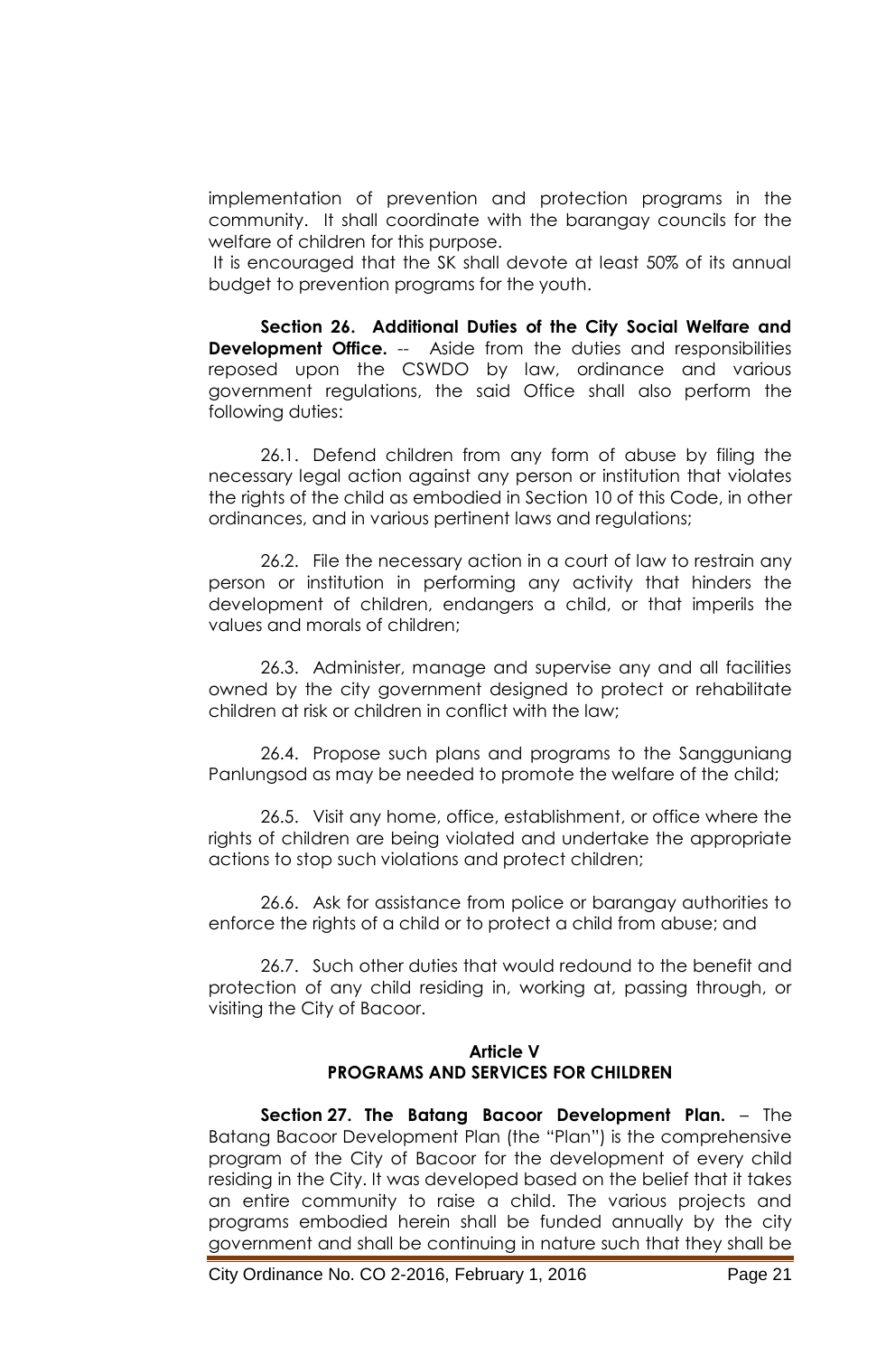implementation of prevention and protection programs in the community. It shall coordinate with the barangay councils for the welfare of children for this purpose.

It is encouraged that the SK shall devote at least 50% of its annual budget to prevention programs for the youth.

**Section 26. Additional Duties of the City Social Welfare and Development Office.** -- Aside from the duties and responsibilities reposed upon the CSWDO by law, ordinance and various government regulations, the said Office shall also perform the following duties:

26.1. Defend children from any form of abuse by filing the necessary legal action against any person or institution that violates the rights of the child as embodied in Section 10 of this Code, in other ordinances, and in various pertinent laws and regulations;

26.2. File the necessary action in a court of law to restrain any person or institution in performing any activity that hinders the development of children, endangers a child, or that imperils the values and morals of children;

26.3. Administer, manage and supervise any and all facilities owned by the city government designed to protect or rehabilitate children at risk or children in conflict with the law;

26.4. Propose such plans and programs to the Sangguniang Panlungsod as may be needed to promote the welfare of the child;

26.5. Visit any home, office, establishment, or office where the rights of children are being violated and undertake the appropriate actions to stop such violations and protect children;

26.6. Ask for assistance from police or barangay authorities to enforce the rights of a child or to protect a child from abuse; and

26.7. Such other duties that would redound to the benefit and protection of any child residing in, working at, passing through, or visiting the City of Bacoor.

## Article V
## PROGRAMS AND SERVICES FOR CHILDREN

**Section 27. The Batang Bacoor Development Plan.** – The Batang Bacoor Development Plan (the "Plan") is the comprehensive program of the City of Bacoor for the development of every child residing in the City. It was developed based on the belief that it takes an entire community to raise a child. The various projects and programs embodied herein shall be funded annually by the city government and shall be continuing in nature such that they shall be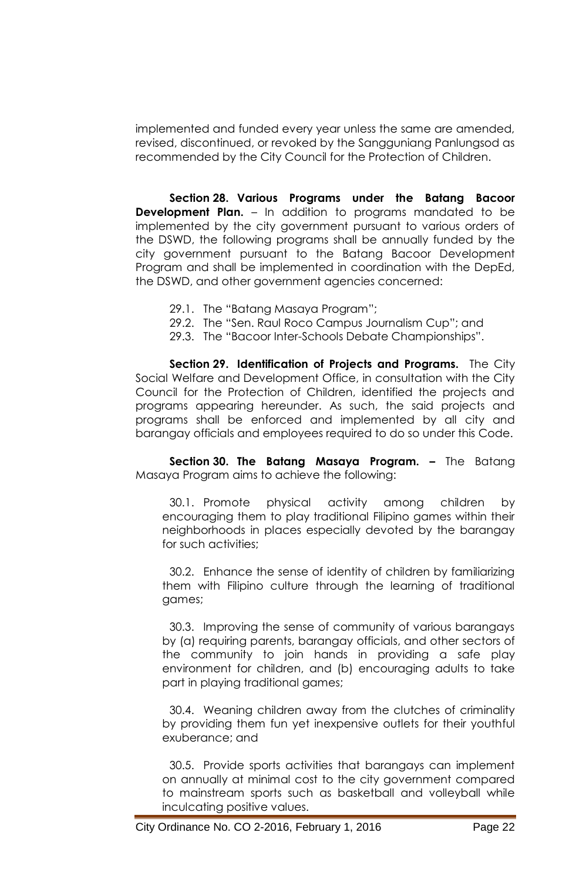implemented and funded every year unless the same are amended, revised, discontinued, or revoked by the Sangguniang Panlungsod as recommended by the City Council for the Protection of Children.

**Section 28. Various Programs under the Batang Bacoor Development Plan.** – In addition to programs mandated to be implemented by the city government pursuant to various orders of the DSWD, the following programs shall be annually funded by the city government pursuant to the Batang Bacoor Development Program and shall be implemented in coordination with the DepEd, the DSWD, and other government agencies concerned:

29.1. The "Batang Masaya Program";
29.2. The "Sen. Raul Roco Campus Journalism Cup"; and
29.3. The "Bacoor Inter-Schools Debate Championships".

**Section 29. Identification of Projects and Programs.** The City Social Welfare and Development Office, in consultation with the City Council for the Protection of Children, identified the projects and programs appearing hereunder. As such, the said projects and programs shall be enforced and implemented by all city and barangay officials and employees required to do so under this Code.

**Section 30. The Batang Masaya Program. –** The Batang Masaya Program aims to achieve the following:

30.1. Promote physical activity among children by encouraging them to play traditional Filipino games within their neighborhoods in places especially devoted by the barangay for such activities;

30.2. Enhance the sense of identity of children by familiarizing them with Filipino culture through the learning of traditional games;

30.3. Improving the sense of community of various barangays by (a) requiring parents, barangay officials, and other sectors of the community to join hands in providing a safe play environment for children, and (b) encouraging adults to take part in playing traditional games;

30.4. Weaning children away from the clutches of criminality by providing them fun yet inexpensive outlets for their youthful exuberance; and

30.5. Provide sports activities that barangays can implement on annually at minimal cost to the city government compared to mainstream sports such as basketball and volleyball while inculcating positive values.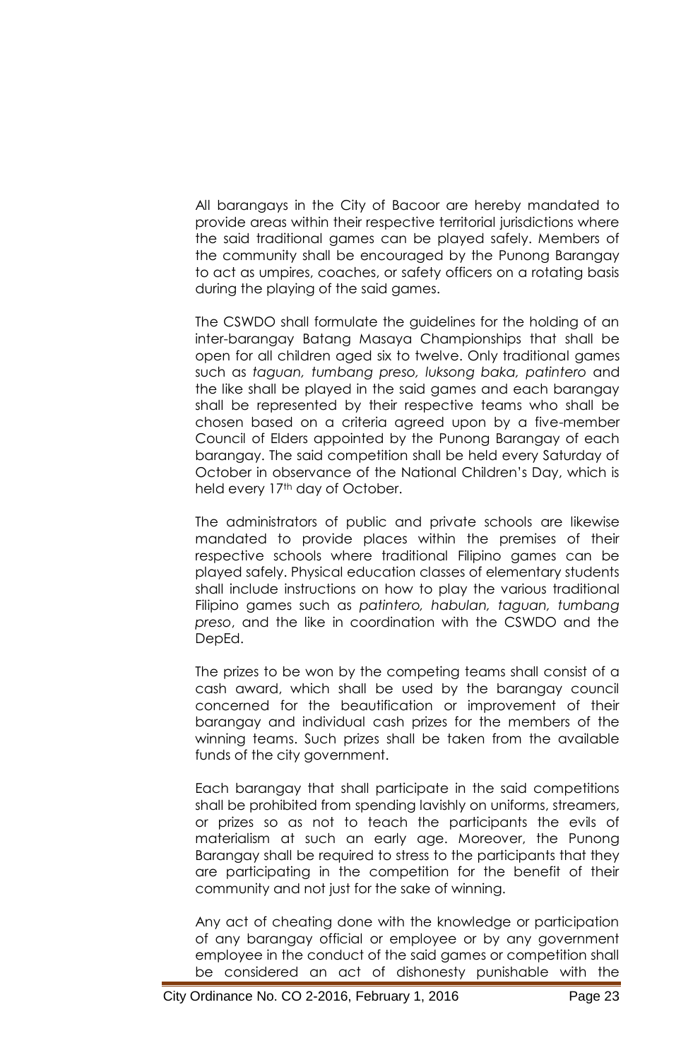All barangays in the City of Bacoor are hereby mandated to provide areas within their respective territorial jurisdictions where the said traditional games can be played safely. Members of the community shall be encouraged by the Punong Barangay to act as umpires, coaches, or safety officers on a rotating basis during the playing of the said games.

The CSWDO shall formulate the guidelines for the holding of an inter-barangay Batang Masaya Championships that shall be open for all children aged six to twelve. Only traditional games such as *taguan, tumbang preso, luksong baka, patintero* and the like shall be played in the said games and each barangay shall be represented by their respective teams who shall be chosen based on a criteria agreed upon by a five-member Council of Elders appointed by the Punong Barangay of each barangay. The said competition shall be held every Saturday of October in observance of the National Children's Day, which is held every 17th day of October.

The administrators of public and private schools are likewise mandated to provide places within the premises of their respective schools where traditional Filipino games can be played safely. Physical education classes of elementary students shall include instructions on how to play the various traditional Filipino games such as *patintero, habulan, taguan, tumbang preso*, and the like in coordination with the CSWDO and the DepEd.

The prizes to be won by the competing teams shall consist of a cash award, which shall be used by the barangay council concerned for the beautification or improvement of their barangay and individual cash prizes for the members of the winning teams. Such prizes shall be taken from the available funds of the city government.

Each barangay that shall participate in the said competitions shall be prohibited from spending lavishly on uniforms, streamers, or prizes so as not to teach the participants the evils of materialism at such an early age. Moreover, the Punong Barangay shall be required to stress to the participants that they are participating in the competition for the benefit of their community and not just for the sake of winning.

Any act of cheating done with the knowledge or participation of any barangay official or employee or by any government employee in the conduct of the said games or competition shall be considered an act of dishonesty punishable with the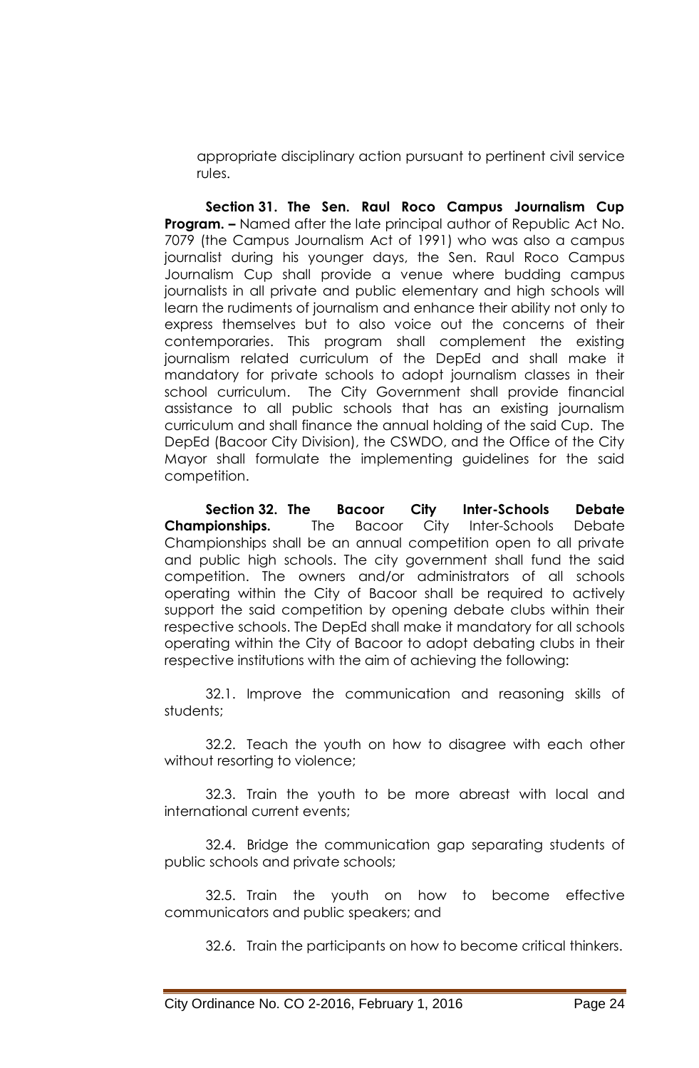appropriate disciplinary action pursuant to pertinent civil service rules.

**Section 31. The Sen. Raul Roco Campus Journalism Cup Program. –** Named after the late principal author of Republic Act No. 7079 (the Campus Journalism Act of 1991) who was also a campus journalist during his younger days, the Sen. Raul Roco Campus Journalism Cup shall provide a venue where budding campus journalists in all private and public elementary and high schools will learn the rudiments of journalism and enhance their ability not only to express themselves but to also voice out the concerns of their contemporaries. This program shall complement the existing journalism related curriculum of the DepEd and shall make it mandatory for private schools to adopt journalism classes in their school curriculum. The City Government shall provide financial assistance to all public schools that has an existing journalism curriculum and shall finance the annual holding of the said Cup. The DepEd (Bacoor City Division), the CSWDO, and the Office of the City Mayor shall formulate the implementing guidelines for the said competition.

**Section 32. The Bacoor City Inter-Schools Debate Championships.** The Bacoor City Inter-Schools Debate Championships shall be an annual competition open to all private and public high schools. The city government shall fund the said competition. The owners and/or administrators of all schools operating within the City of Bacoor shall be required to actively support the said competition by opening debate clubs within their respective schools. The DepEd shall make it mandatory for all schools operating within the City of Bacoor to adopt debating clubs in their respective institutions with the aim of achieving the following:

32.1. Improve the communication and reasoning skills of students;

32.2. Teach the youth on how to disagree with each other without resorting to violence;

32.3. Train the youth to be more abreast with local and international current events;

32.4. Bridge the communication gap separating students of public schools and private schools;

32.5. Train the youth on how to become effective communicators and public speakers; and

32.6. Train the participants on how to become critical thinkers.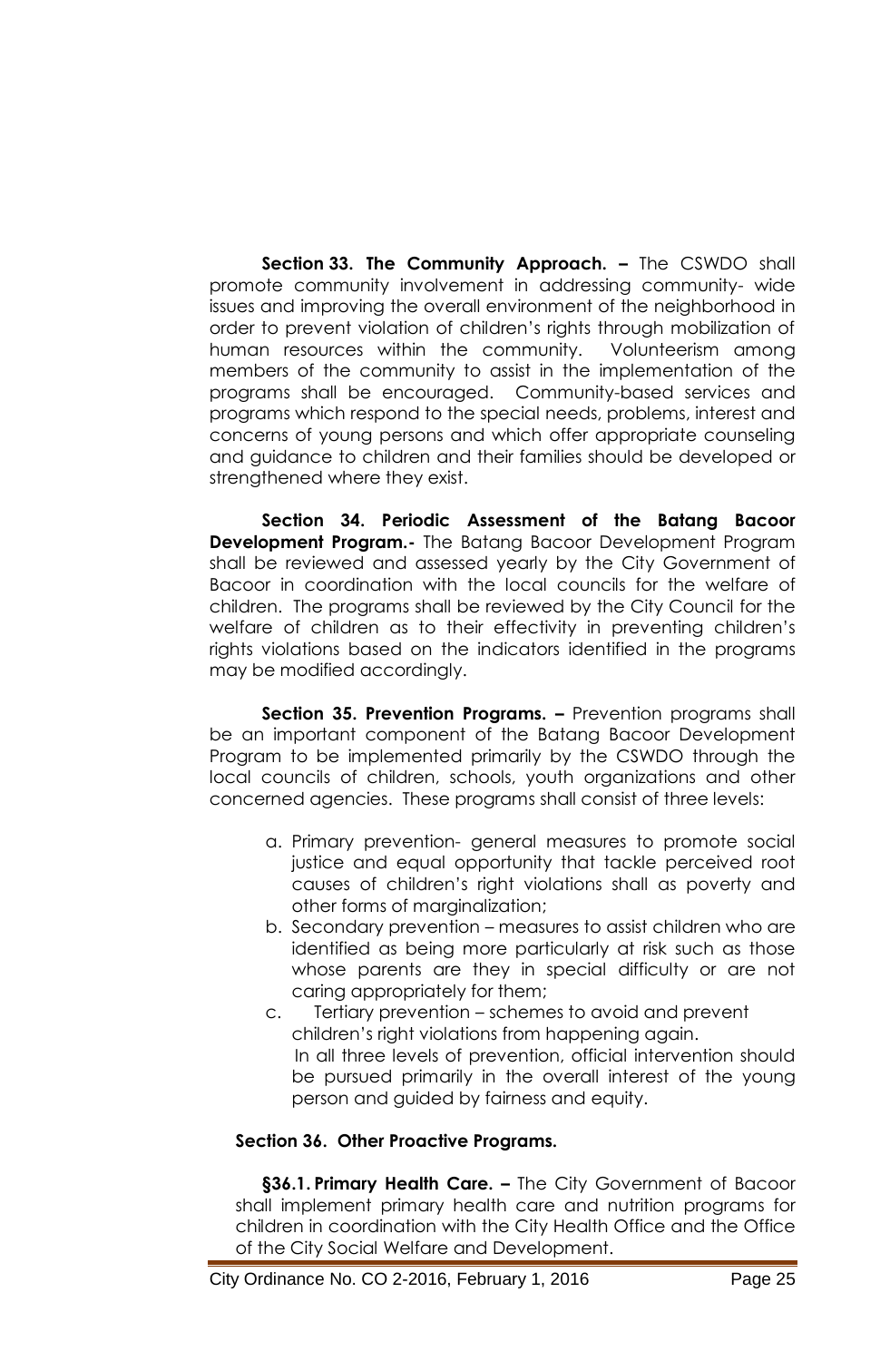**Section 33. The Community Approach. –** The CSWDO shall promote community involvement in addressing community- wide issues and improving the overall environment of the neighborhood in order to prevent violation of children's rights through mobilization of human resources within the community. Volunteerism among members of the community to assist in the implementation of the programs shall be encouraged. Community-based services and programs which respond to the special needs, problems, interest and concerns of young persons and which offer appropriate counseling and guidance to children and their families should be developed or strengthened where they exist.

**Section 34. Periodic Assessment of the Batang Bacoor Development Program.-** The Batang Bacoor Development Program shall be reviewed and assessed yearly by the City Government of Bacoor in coordination with the local councils for the welfare of children. The programs shall be reviewed by the City Council for the welfare of children as to their effectivity in preventing children's rights violations based on the indicators identified in the programs may be modified accordingly.

**Section 35. Prevention Programs. –** Prevention programs shall be an important component of the Batang Bacoor Development Program to be implemented primarily by the CSWDO through the local councils of children, schools, youth organizations and other concerned agencies. These programs shall consist of three levels:

a. Primary prevention- general measures to promote social justice and equal opportunity that tackle perceived root causes of children's right violations shall as poverty and other forms of marginalization;
b. Secondary prevention – measures to assist children who are identified as being more particularly at risk such as those whose parents are they in special difficulty or are not caring appropriately for them;
c. Tertiary prevention – schemes to avoid and prevent children's right violations from happening again.

In all three levels of prevention, official intervention should be pursued primarily in the overall interest of the young person and guided by fairness and equity.

**Section 36. Other Proactive Programs.**

**§36.1. Primary Health Care. –** The City Government of Bacoor shall implement primary health care and nutrition programs for children in coordination with the City Health Office and the Office of the City Social Welfare and Development.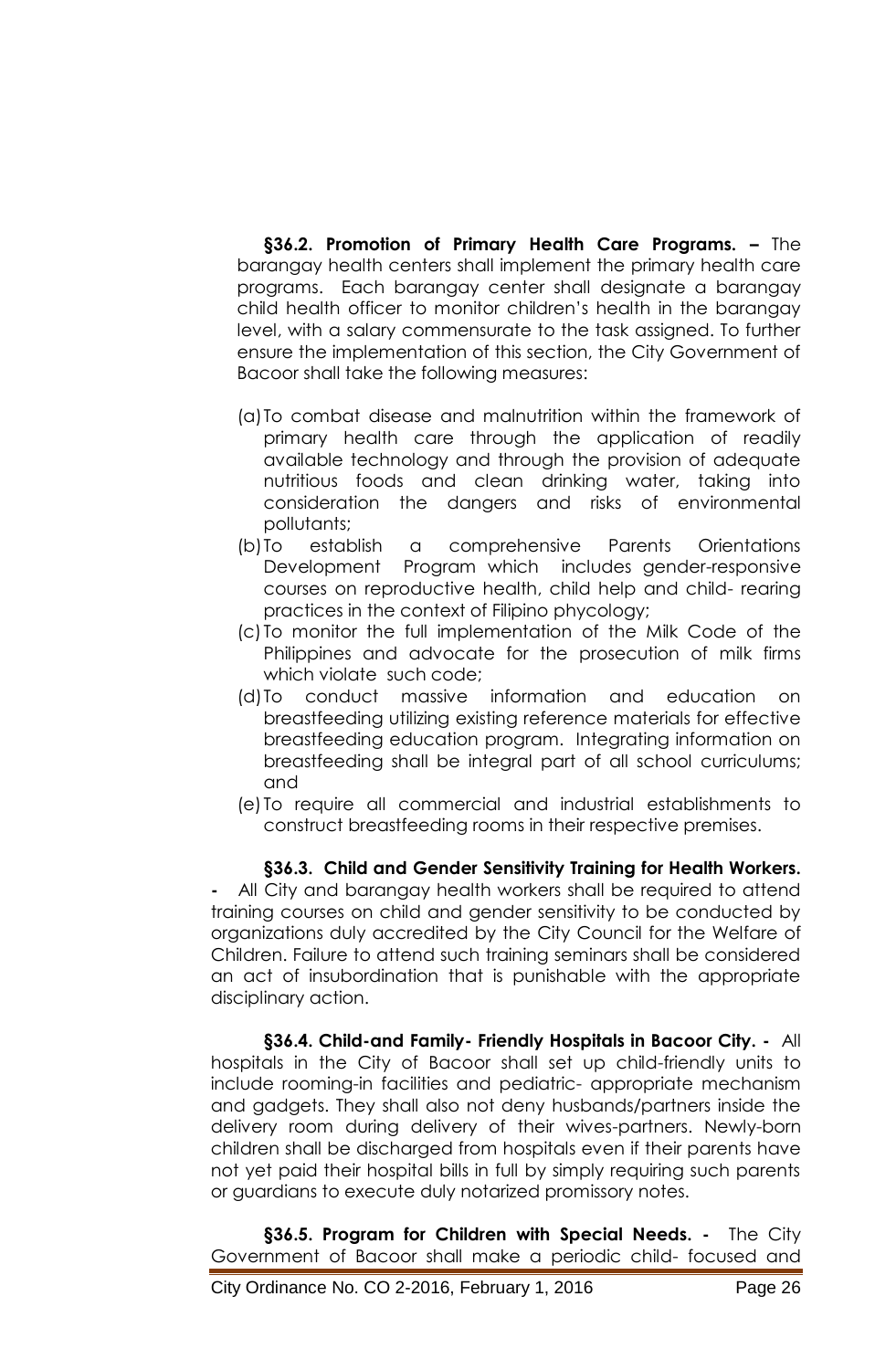**§36.2. Promotion of Primary Health Care Programs. –** The barangay health centers shall implement the primary health care programs. Each barangay center shall designate a barangay child health officer to monitor children's health in the barangay level, with a salary commensurate to the task assigned. To further ensure the implementation of this section, the City Government of Bacoor shall take the following measures:

(a) To combat disease and malnutrition within the framework of primary health care through the application of readily available technology and through the provision of adequate nutritious foods and clean drinking water, taking into consideration the dangers and risks of environmental pollutants;

(b) To establish a comprehensive Parents Orientations Development Program which includes gender-responsive courses on reproductive health, child help and child- rearing practices in the context of Filipino phycology;

(c) To monitor the full implementation of the Milk Code of the Philippines and advocate for the prosecution of milk firms which violate such code;

(d) To conduct massive information and education on breastfeeding utilizing existing reference materials for effective breastfeeding education program. Integrating information on breastfeeding shall be integral part of all school curriculums; and

(e) To require all commercial and industrial establishments to construct breastfeeding rooms in their respective premises.

**§36.3. Child and Gender Sensitivity Training for Health Workers. -** All City and barangay health workers shall be required to attend training courses on child and gender sensitivity to be conducted by organizations duly accredited by the City Council for the Welfare of Children. Failure to attend such training seminars shall be considered an act of insubordination that is punishable with the appropriate disciplinary action.

**§36.4. Child-and Family- Friendly Hospitals in Bacoor City. -** All hospitals in the City of Bacoor shall set up child-friendly units to include rooming-in facilities and pediatric- appropriate mechanism and gadgets. They shall also not deny husbands/partners inside the delivery room during delivery of their wives-partners. Newly-born children shall be discharged from hospitals even if their parents have not yet paid their hospital bills in full by simply requiring such parents or guardians to execute duly notarized promissory notes.

**§36.5. Program for Children with Special Needs. -** The City Government of Bacoor shall make a periodic child- focused and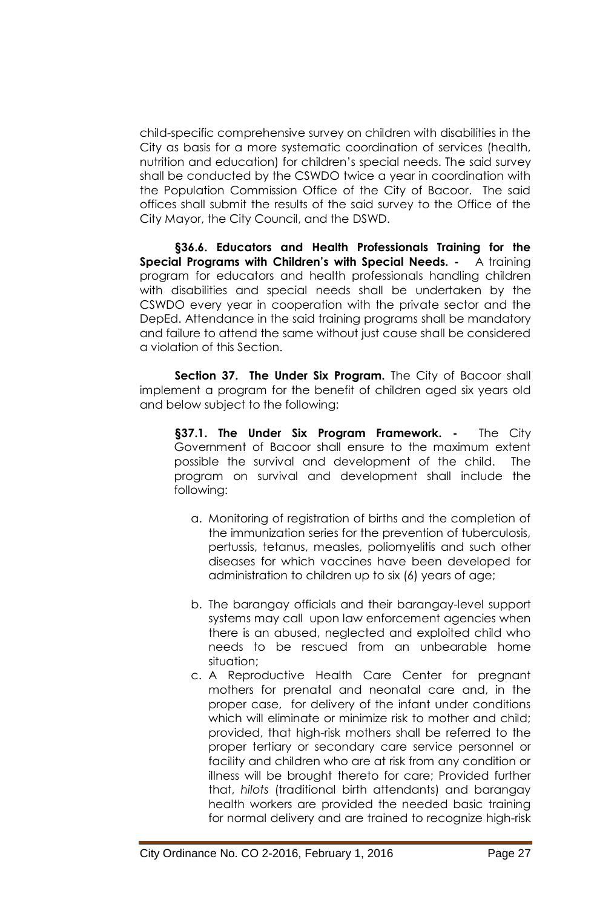child-specific comprehensive survey on children with disabilities in the City as basis for a more systematic coordination of services (health, nutrition and education) for children's special needs. The said survey shall be conducted by the CSWDO twice a year in coordination with the Population Commission Office of the City of Bacoor. The said offices shall submit the results of the said survey to the Office of the City Mayor, the City Council, and the DSWD.

**§36.6. Educators and Health Professionals Training for the Special Programs with Children's with Special Needs. -** A training program for educators and health professionals handling children with disabilities and special needs shall be undertaken by the CSWDO every year in cooperation with the private sector and the DepEd. Attendance in the said training programs shall be mandatory and failure to attend the same without just cause shall be considered a violation of this Section.

**Section 37. The Under Six Program.** The City of Bacoor shall implement a program for the benefit of children aged six years old and below subject to the following:

**§37.1. The Under Six Program Framework. -** The City Government of Bacoor shall ensure to the maximum extent possible the survival and development of the child. The program on survival and development shall include the following:

a. Monitoring of registration of births and the completion of the immunization series for the prevention of tuberculosis, pertussis, tetanus, measles, poliomyelitis and such other diseases for which vaccines have been developed for administration to children up to six (6) years of age;

b. The barangay officials and their barangay-level support systems may call upon law enforcement agencies when there is an abused, neglected and exploited child who needs to be rescued from an unbearable home situation;

c. A Reproductive Health Care Center for pregnant mothers for prenatal and neonatal care and, in the proper case, for delivery of the infant under conditions which will eliminate or minimize risk to mother and child; provided, that high-risk mothers shall be referred to the proper tertiary or secondary care service personnel or facility and children who are at risk from any condition or illness will be brought thereto for care; Provided further that, *hilots* (traditional birth attendants) and barangay health workers are provided the needed basic training for normal delivery and are trained to recognize high-risk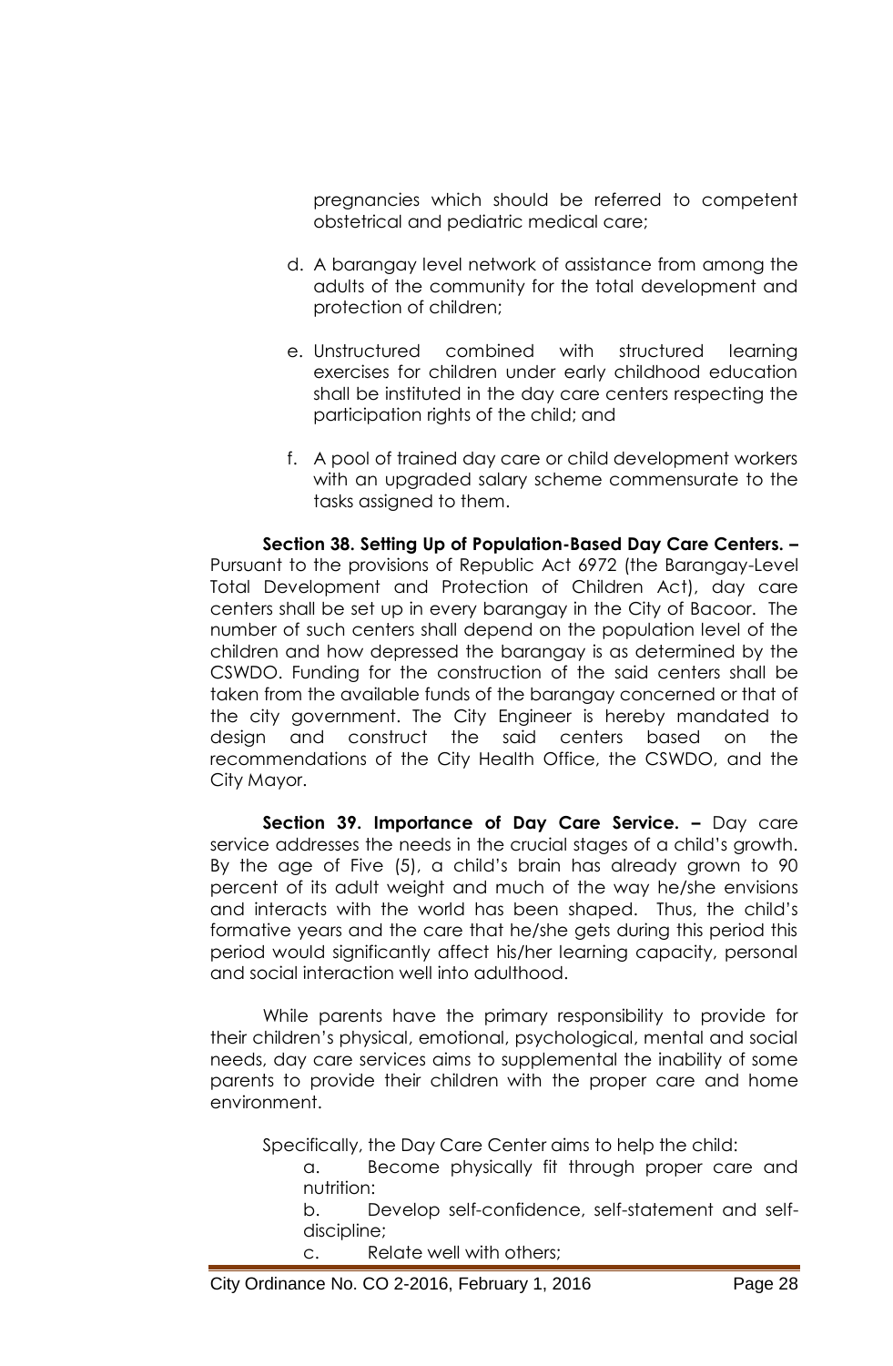pregnancies which should be referred to competent obstetrical and pediatric medical care;

d. A barangay level network of assistance from among the adults of the community for the total development and protection of children;

e. Unstructured combined with structured learning exercises for children under early childhood education shall be instituted in the day care centers respecting the participation rights of the child; and

f. A pool of trained day care or child development workers with an upgraded salary scheme commensurate to the tasks assigned to them.

**Section 38. Setting Up of Population-Based Day Care Centers. –** Pursuant to the provisions of Republic Act 6972 (the Barangay-Level Total Development and Protection of Children Act), day care centers shall be set up in every barangay in the City of Bacoor. The number of such centers shall depend on the population level of the children and how depressed the barangay is as determined by the CSWDO. Funding for the construction of the said centers shall be taken from the available funds of the barangay concerned or that of the city government. The City Engineer is hereby mandated to design and construct the said centers based on the recommendations of the City Health Office, the CSWDO, and the City Mayor.

**Section 39. Importance of Day Care Service. –** Day care service addresses the needs in the crucial stages of a child's growth. By the age of Five (5), a child's brain has already grown to 90 percent of its adult weight and much of the way he/she envisions and interacts with the world has been shaped. Thus, the child's formative years and the care that he/she gets during this period this period would significantly affect his/her learning capacity, personal and social interaction well into adulthood.

While parents have the primary responsibility to provide for their children's physical, emotional, psychological, mental and social needs, day care services aims to supplemental the inability of some parents to provide their children with the proper care and home environment.

Specifically, the Day Care Center aims to help the child:

a. Become physically fit through proper care and nutrition:

b. Develop self-confidence, self-statement and self-discipline;

c. Relate well with others;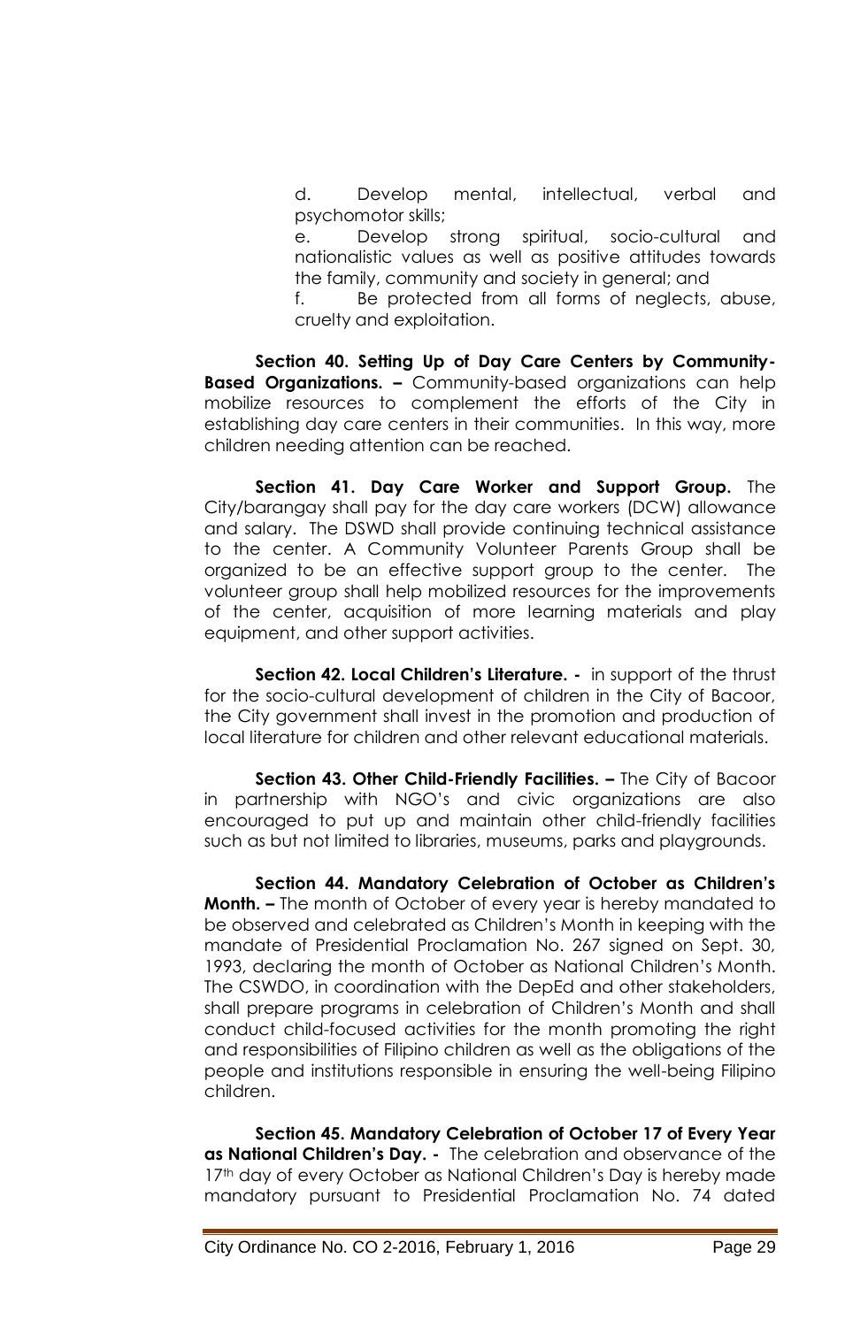d. Develop mental, intellectual, verbal and psychomotor skills;

e. Develop strong spiritual, socio-cultural and nationalistic values as well as positive attitudes towards the family, community and society in general; and

f. Be protected from all forms of neglects, abuse, cruelty and exploitation.

**Section 40. Setting Up of Day Care Centers by Community-Based Organizations. –** Community-based organizations can help mobilize resources to complement the efforts of the City in establishing day care centers in their communities. In this way, more children needing attention can be reached.

**Section 41. Day Care Worker and Support Group.** The City/barangay shall pay for the day care workers (DCW) allowance and salary. The DSWD shall provide continuing technical assistance to the center. A Community Volunteer Parents Group shall be organized to be an effective support group to the center. The volunteer group shall help mobilized resources for the improvements of the center, acquisition of more learning materials and play equipment, and other support activities.

**Section 42. Local Children's Literature. -** in support of the thrust for the socio-cultural development of children in the City of Bacoor, the City government shall invest in the promotion and production of local literature for children and other relevant educational materials.

**Section 43. Other Child-Friendly Facilities. –** The City of Bacoor in partnership with NGO's and civic organizations are also encouraged to put up and maintain other child-friendly facilities such as but not limited to libraries, museums, parks and playgrounds.

**Section 44. Mandatory Celebration of October as Children's Month. –** The month of October of every year is hereby mandated to be observed and celebrated as Children's Month in keeping with the mandate of Presidential Proclamation No. 267 signed on Sept. 30, 1993, declaring the month of October as National Children's Month. The CSWDO, in coordination with the DepEd and other stakeholders, shall prepare programs in celebration of Children's Month and shall conduct child-focused activities for the month promoting the right and responsibilities of Filipino children as well as the obligations of the people and institutions responsible in ensuring the well-being Filipino children.

**Section 45. Mandatory Celebration of October 17 of Every Year as National Children's Day. -** The celebration and observance of the 17th day of every October as National Children's Day is hereby made mandatory pursuant to Presidential Proclamation No. 74 dated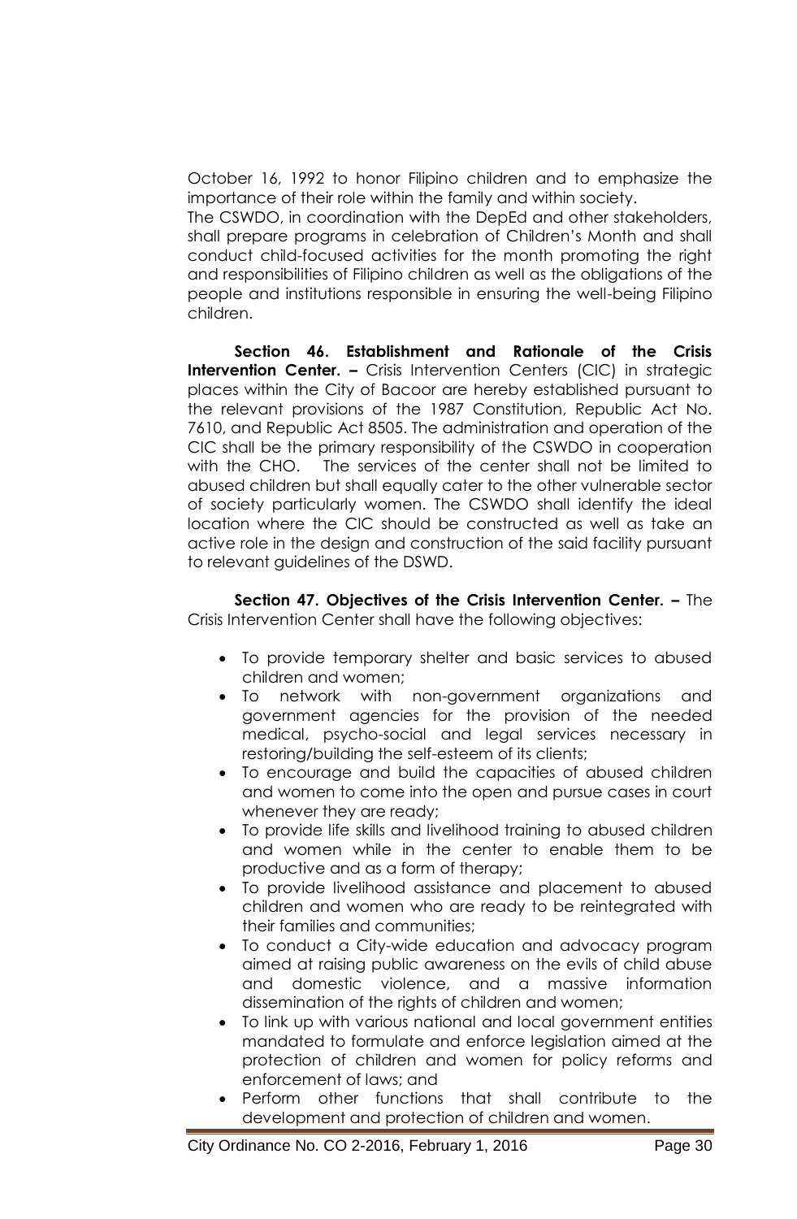October 16, 1992 to honor Filipino children and to emphasize the importance of their role within the family and within society.

The CSWDO, in coordination with the DepEd and other stakeholders, shall prepare programs in celebration of Children's Month and shall conduct child-focused activities for the month promoting the right and responsibilities of Filipino children as well as the obligations of the people and institutions responsible in ensuring the well-being Filipino children.

**Section 46. Establishment and Rationale of the Crisis Intervention Center. –** Crisis Intervention Centers (CIC) in strategic places within the City of Bacoor are hereby established pursuant to the relevant provisions of the 1987 Constitution, Republic Act No. 7610, and Republic Act 8505. The administration and operation of the CIC shall be the primary responsibility of the CSWDO in cooperation with the CHO. The services of the center shall not be limited to abused children but shall equally cater to the other vulnerable sector of society particularly women. The CSWDO shall identify the ideal location where the CIC should be constructed as well as take an active role in the design and construction of the said facility pursuant to relevant guidelines of the DSWD.

**Section 47. Objectives of the Crisis Intervention Center. –** The Crisis Intervention Center shall have the following objectives:

- To provide temporary shelter and basic services to abused children and women;
- To network with non-government organizations and government agencies for the provision of the needed medical, psycho-social and legal services necessary in restoring/building the self-esteem of its clients;
- To encourage and build the capacities of abused children and women to come into the open and pursue cases in court whenever they are ready;
- To provide life skills and livelihood training to abused children and women while in the center to enable them to be productive and as a form of therapy;
- To provide livelihood assistance and placement to abused children and women who are ready to be reintegrated with their families and communities;
- To conduct a City-wide education and advocacy program aimed at raising public awareness on the evils of child abuse and domestic violence, and a massive information dissemination of the rights of children and women;
- To link up with various national and local government entities mandated to formulate and enforce legislation aimed at the protection of children and women for policy reforms and enforcement of laws; and
- Perform other functions that shall contribute to the development and protection of children and women.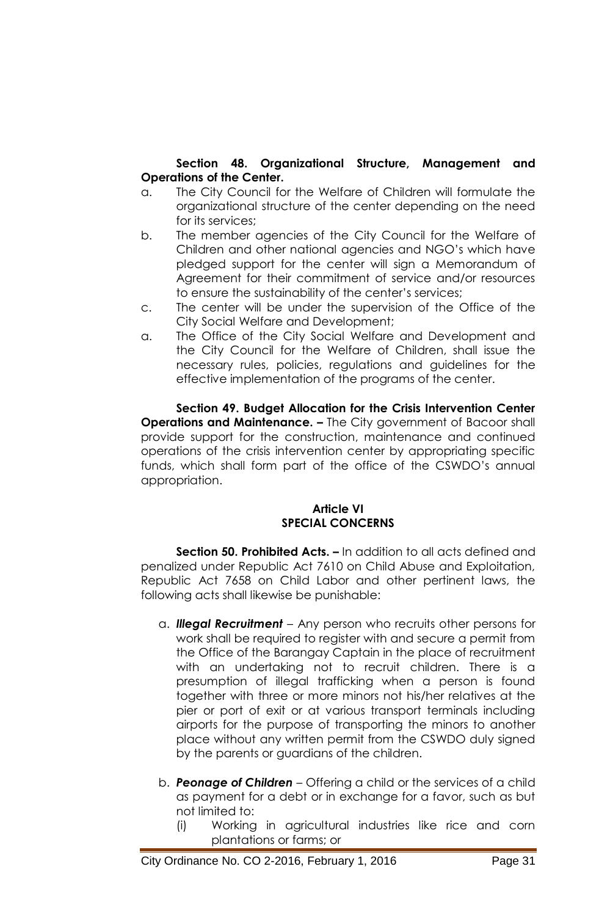**Section 48. Organizational Structure, Management and Operations of the Center.**

a. The City Council for the Welfare of Children will formulate the organizational structure of the center depending on the need for its services;

b. The member agencies of the City Council for the Welfare of Children and other national agencies and NGO's which have pledged support for the center will sign a Memorandum of Agreement for their commitment of service and/or resources to ensure the sustainability of the center's services;

c. The center will be under the supervision of the Office of the City Social Welfare and Development;

a. The Office of the City Social Welfare and Development and the City Council for the Welfare of Children, shall issue the necessary rules, policies, regulations and guidelines for the effective implementation of the programs of the center.

**Section 49. Budget Allocation for the Crisis Intervention Center Operations and Maintenance. –** The City government of Bacoor shall provide support for the construction, maintenance and continued operations of the crisis intervention center by appropriating specific funds, which shall form part of the office of the CSWDO's annual appropriation.

**Article VI**
**SPECIAL CONCERNS**

**Section 50. Prohibited Acts. –** In addition to all acts defined and penalized under Republic Act 7610 on Child Abuse and Exploitation, Republic Act 7658 on Child Labor and other pertinent laws, the following acts shall likewise be punishable:

a. ***Illegal Recruitment*** – Any person who recruits other persons for work shall be required to register with and secure a permit from the Office of the Barangay Captain in the place of recruitment with an undertaking not to recruit children. There is a presumption of illegal trafficking when a person is found together with three or more minors not his/her relatives at the pier or port of exit or at various transport terminals including airports for the purpose of transporting the minors to another place without any written permit from the CSWDO duly signed by the parents or guardians of the children.

b. ***Peonage of Children*** – Offering a child or the services of a child as payment for a debt or in exchange for a favor, such as but not limited to:

   (i) Working in agricultural industries like rice and corn plantations or farms; or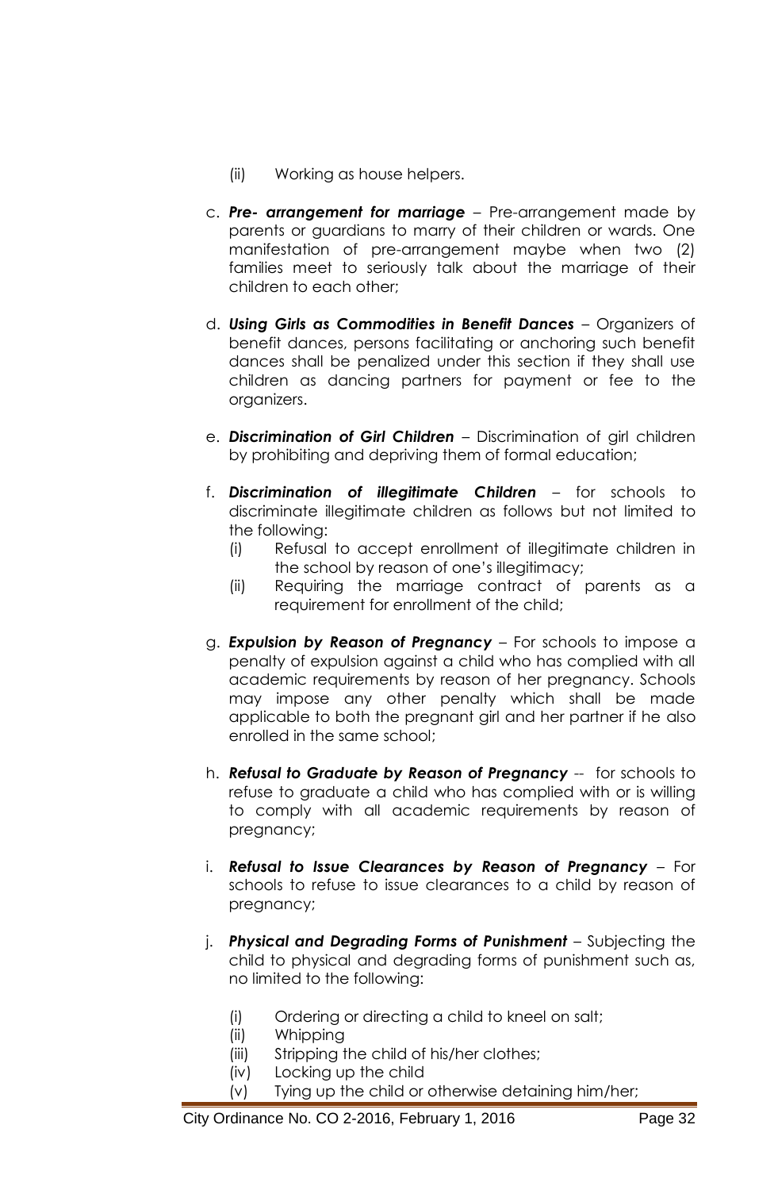(ii) Working as house helpers.

c. ***Pre- arrangement for marriage*** – Pre-arrangement made by parents or guardians to marry of their children or wards. One manifestation of pre-arrangement maybe when two (2) families meet to seriously talk about the marriage of their children to each other;

d. ***Using Girls as Commodities in Benefit Dances*** – Organizers of benefit dances, persons facilitating or anchoring such benefit dances shall be penalized under this section if they shall use children as dancing partners for payment or fee to the organizers.

e. ***Discrimination of Girl Children*** – Discrimination of girl children by prohibiting and depriving them of formal education;

f. ***Discrimination of illegitimate Children*** – for schools to discriminate illegitimate children as follows but not limited to the following:
   (i) Refusal to accept enrollment of illegitimate children in the school by reason of one's illegitimacy;
   (ii) Requiring the marriage contract of parents as a requirement for enrollment of the child;

g. ***Expulsion by Reason of Pregnancy*** – For schools to impose a penalty of expulsion against a child who has complied with all academic requirements by reason of her pregnancy. Schools may impose any other penalty which shall be made applicable to both the pregnant girl and her partner if he also enrolled in the same school;

h. ***Refusal to Graduate by Reason of Pregnancy*** -- for schools to refuse to graduate a child who has complied with or is willing to comply with all academic requirements by reason of pregnancy;

i. ***Refusal to Issue Clearances by Reason of Pregnancy*** – For schools to refuse to issue clearances to a child by reason of pregnancy;

j. ***Physical and Degrading Forms of Punishment*** – Subjecting the child to physical and degrading forms of punishment such as, no limited to the following:

   (i) Ordering or directing a child to kneel on salt;
   (ii) Whipping
   (iii) Stripping the child of his/her clothes;
   (iv) Locking up the child
   (v) Tying up the child or otherwise detaining him/her;

City Ordinance No. CO 2-2016, February 1, 2016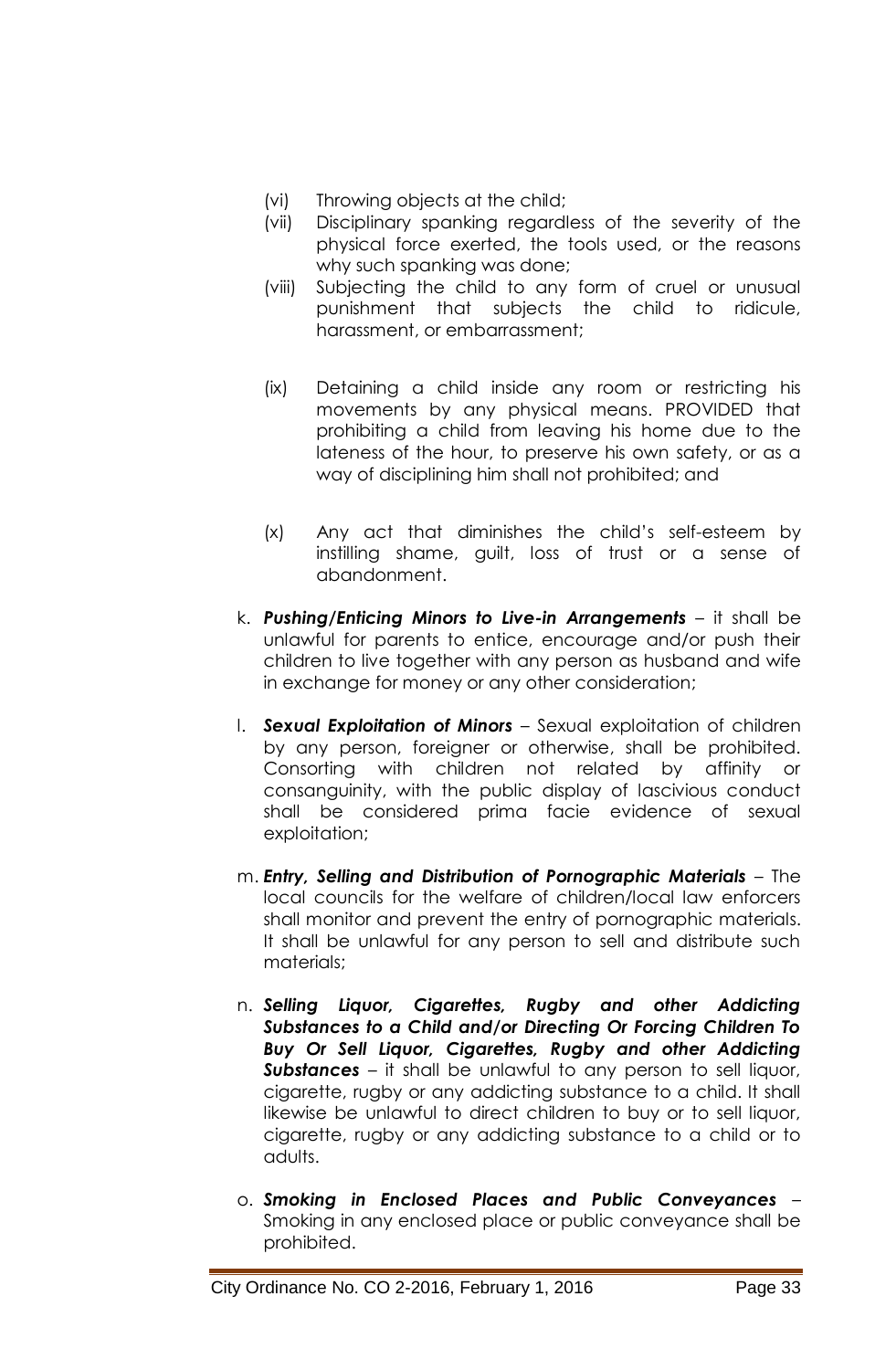(vi) Throwing objects at the child;

(vii) Disciplinary spanking regardless of the severity of the physical force exerted, the tools used, or the reasons why such spanking was done;

(viii) Subjecting the child to any form of cruel or unusual punishment that subjects the child to ridicule, harassment, or embarrassment;

(ix) Detaining a child inside any room or restricting his movements by any physical means. PROVIDED that prohibiting a child from leaving his home due to the lateness of the hour, to preserve his own safety, or as a way of disciplining him shall not prohibited; and

(x) Any act that diminishes the child's self-esteem by instilling shame, guilt, loss of trust or a sense of abandonment.

k. ***Pushing/Enticing Minors to Live-in Arrangements*** – it shall be unlawful for parents to entice, encourage and/or push their children to live together with any person as husband and wife in exchange for money or any other consideration;

l. ***Sexual Exploitation of Minors*** – Sexual exploitation of children by any person, foreigner or otherwise, shall be prohibited. Consorting with children not related by affinity or consanguinity, with the public display of lascivious conduct shall be considered prima facie evidence of sexual exploitation;

m. ***Entry, Selling and Distribution of Pornographic Materials*** – The local councils for the welfare of children/local law enforcers shall monitor and prevent the entry of pornographic materials. It shall be unlawful for any person to sell and distribute such materials;

n. ***Selling Liquor, Cigarettes, Rugby and other Addicting Substances to a Child and/or Directing Or Forcing Children To Buy Or Sell Liquor, Cigarettes, Rugby and other Addicting Substances*** – it shall be unlawful to any person to sell liquor, cigarette, rugby or any addicting substance to a child. It shall likewise be unlawful to direct children to buy or to sell liquor, cigarette, rugby or any addicting substance to a child or to adults.

o. ***Smoking in Enclosed Places and Public Conveyances*** – Smoking in any enclosed place or public conveyance shall be prohibited.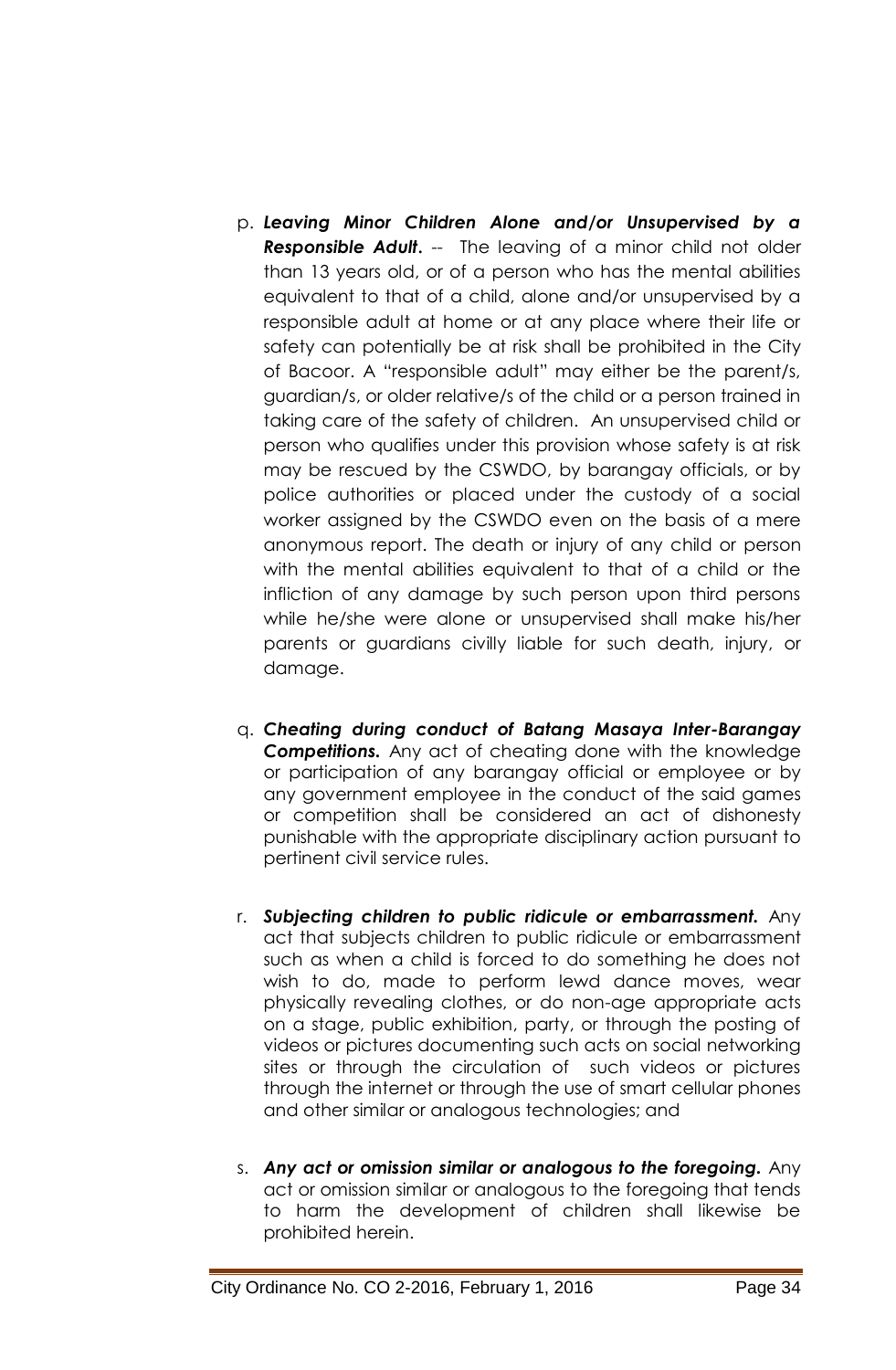p. ***Leaving Minor Children Alone and/or Unsupervised by a Responsible Adult***. -- The leaving of a minor child not older than 13 years old, or of a person who has the mental abilities equivalent to that of a child, alone and/or unsupervised by a responsible adult at home or at any place where their life or safety can potentially be at risk shall be prohibited in the City of Bacoor. A "responsible adult" may either be the parent/s, guardian/s, or older relative/s of the child or a person trained in taking care of the safety of children. An unsupervised child or person who qualifies under this provision whose safety is at risk may be rescued by the CSWDO, by barangay officials, or by police authorities or placed under the custody of a social worker assigned by the CSWDO even on the basis of a mere anonymous report. The death or injury of any child or person with the mental abilities equivalent to that of a child or the infliction of any damage by such person upon third persons while he/she were alone or unsupervised shall make his/her parents or guardians civilly liable for such death, injury, or damage.

q. ***Cheating during conduct of Batang Masaya Inter-Barangay Competitions.*** Any act of cheating done with the knowledge or participation of any barangay official or employee or by any government employee in the conduct of the said games or competition shall be considered an act of dishonesty punishable with the appropriate disciplinary action pursuant to pertinent civil service rules.

r. ***Subjecting children to public ridicule or embarrassment.*** Any act that subjects children to public ridicule or embarrassment such as when a child is forced to do something he does not wish to do, made to perform lewd dance moves, wear physically revealing clothes, or do non-age appropriate acts on a stage, public exhibition, party, or through the posting of videos or pictures documenting such acts on social networking sites or through the circulation of such videos or pictures through the internet or through the use of smart cellular phones and other similar or analogous technologies; and

s. ***Any act or omission similar or analogous to the foregoing.*** Any act or omission similar or analogous to the foregoing that tends to harm the development of children shall likewise be prohibited herein.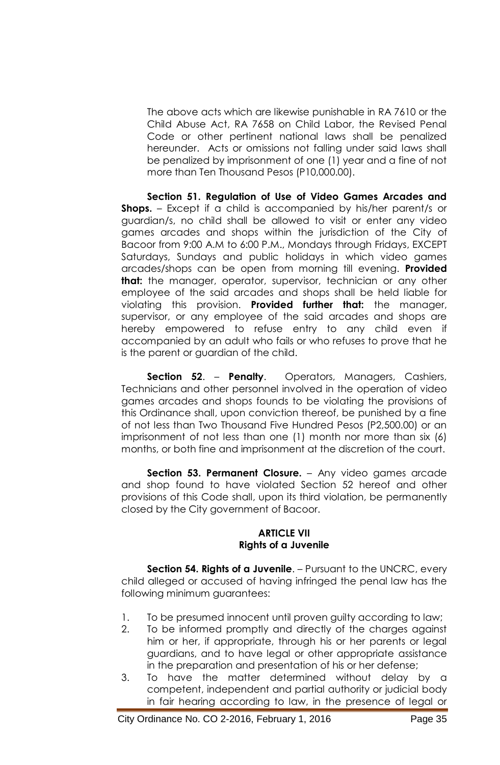The above acts which are likewise punishable in RA 7610 or the Child Abuse Act, RA 7658 on Child Labor, the Revised Penal Code or other pertinent national laws shall be penalized hereunder. Acts or omissions not falling under said laws shall be penalized by imprisonment of one (1) year and a fine of not more than Ten Thousand Pesos (P10,000.00).

**Section 51. Regulation of Use of Video Games Arcades and Shops.** – Except if a child is accompanied by his/her parent/s or guardian/s, no child shall be allowed to visit or enter any video games arcades and shops within the jurisdiction of the City of Bacoor from 9:00 A.M to 6:00 P.M., Mondays through Fridays, EXCEPT Saturdays, Sundays and public holidays in which video games arcades/shops can be open from morning till evening. **Provided that:** the manager, operator, supervisor, technician or any other employee of the said arcades and shops shall be held liable for violating this provision. **Provided further that:** the manager, supervisor, or any employee of the said arcades and shops are hereby empowered to refuse entry to any child even if accompanied by an adult who fails or who refuses to prove that he is the parent or guardian of the child.

**Section 52**. – **Penalty**. Operators, Managers, Cashiers, Technicians and other personnel involved in the operation of video games arcades and shops founds to be violating the provisions of this Ordinance shall, upon conviction thereof, be punished by a fine of not less than Two Thousand Five Hundred Pesos (P2,500.00) or an imprisonment of not less than one (1) month nor more than six (6) months, or both fine and imprisonment at the discretion of the court.

**Section 53. Permanent Closure.** – Any video games arcade and shop found to have violated Section 52 hereof and other provisions of this Code shall, upon its third violation, be permanently closed by the City government of Bacoor.

**ARTICLE VII**
**Rights of a Juvenile**

**Section 54. Rights of a Juvenile**. – Pursuant to the UNCRC, every child alleged or accused of having infringed the penal law has the following minimum guarantees:

1. To be presumed innocent until proven guilty according to law;
2. To be informed promptly and directly of the charges against him or her, if appropriate, through his or her parents or legal guardians, and to have legal or other appropriate assistance in the preparation and presentation of his or her defense;
3. To have the matter determined without delay by a competent, independent and partial authority or judicial body in fair hearing according to law, in the presence of legal or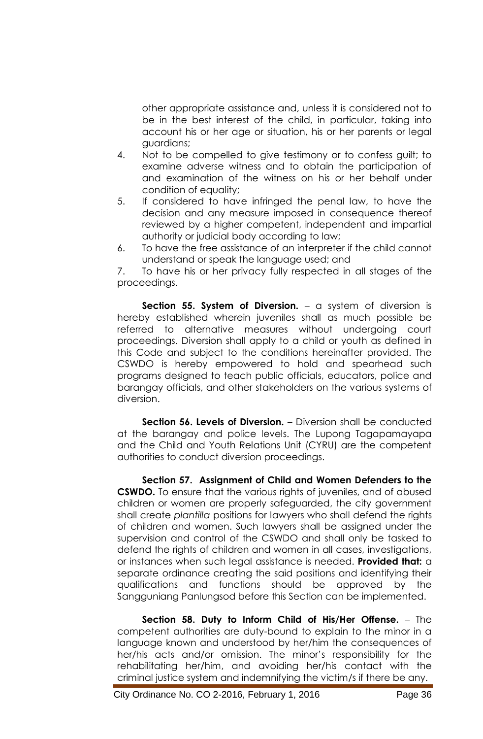other appropriate assistance and, unless it is considered not to be in the best interest of the child, in particular, taking into account his or her age or situation, his or her parents or legal guardians;

4. Not to be compelled to give testimony or to confess guilt; to examine adverse witness and to obtain the participation of and examination of the witness on his or her behalf under condition of equality;
5. If considered to have infringed the penal law, to have the decision and any measure imposed in consequence thereof reviewed by a higher competent, independent and impartial authority or judicial body according to law;
6. To have the free assistance of an interpreter if the child cannot understand or speak the language used; and
7. To have his or her privacy fully respected in all stages of the proceedings.

**Section 55. System of Diversion.** – a system of diversion is hereby established wherein juveniles shall as much possible be referred to alternative measures without undergoing court proceedings. Diversion shall apply to a child or youth as defined in this Code and subject to the conditions hereinafter provided. The CSWDO is hereby empowered to hold and spearhead such programs designed to teach public officials, educators, police and barangay officials, and other stakeholders on the various systems of diversion.

**Section 56. Levels of Diversion.** – Diversion shall be conducted at the barangay and police levels. The Lupong Tagapamayapa and the Child and Youth Relations Unit (CYRU) are the competent authorities to conduct diversion proceedings.

**Section 57. Assignment of Child and Women Defenders to the CSWDO.** To ensure that the various rights of juveniles, and of abused children or women are properly safeguarded, the city government shall create *plantilla* positions for lawyers who shall defend the rights of children and women. Such lawyers shall be assigned under the supervision and control of the CSWDO and shall only be tasked to defend the rights of children and women in all cases, investigations, or instances when such legal assistance is needed. **Provided that:** a separate ordinance creating the said positions and identifying their qualifications and functions should be approved by the Sangguniang Panlungsod before this Section can be implemented.

**Section 58. Duty to Inform Child of His/Her Offense.** – The competent authorities are duty-bound to explain to the minor in a language known and understood by her/him the consequences of her/his acts and/or omission. The minor's responsibility for the rehabilitating her/him, and avoiding her/his contact with the criminal justice system and indemnifying the victim/s if there be any.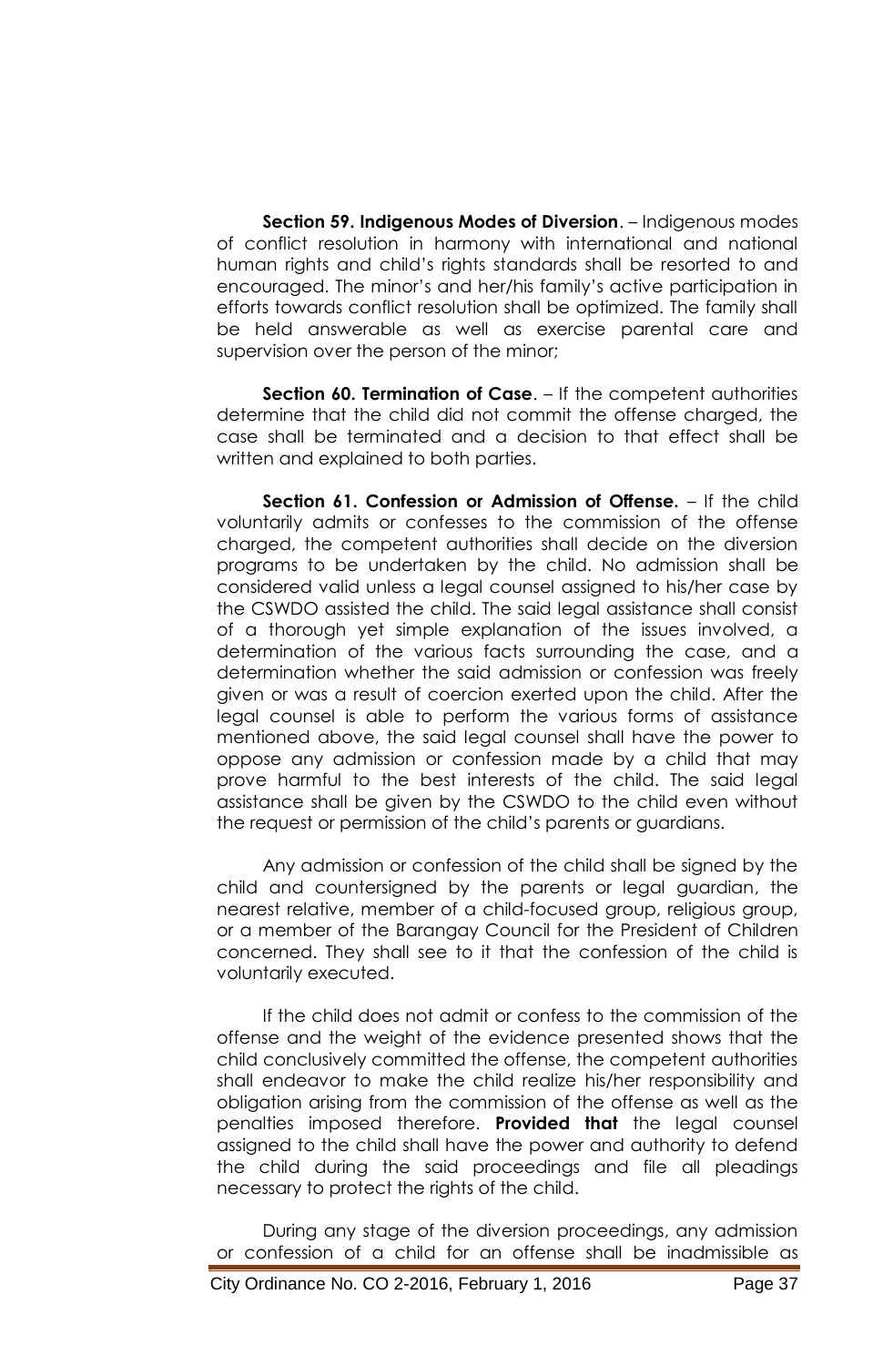**Section 59. Indigenous Modes of Diversion**. – Indigenous modes of conflict resolution in harmony with international and national human rights and child's rights standards shall be resorted to and encouraged. The minor's and her/his family's active participation in efforts towards conflict resolution shall be optimized. The family shall be held answerable as well as exercise parental care and supervision over the person of the minor;

**Section 60. Termination of Case**. – If the competent authorities determine that the child did not commit the offense charged, the case shall be terminated and a decision to that effect shall be written and explained to both parties.

**Section 61. Confession or Admission of Offense.** – If the child voluntarily admits or confesses to the commission of the offense charged, the competent authorities shall decide on the diversion programs to be undertaken by the child. No admission shall be considered valid unless a legal counsel assigned to his/her case by the CSWDO assisted the child. The said legal assistance shall consist of a thorough yet simple explanation of the issues involved, a determination of the various facts surrounding the case, and a determination whether the said admission or confession was freely given or was a result of coercion exerted upon the child. After the legal counsel is able to perform the various forms of assistance mentioned above, the said legal counsel shall have the power to oppose any admission or confession made by a child that may prove harmful to the best interests of the child. The said legal assistance shall be given by the CSWDO to the child even without the request or permission of the child's parents or guardians.

Any admission or confession of the child shall be signed by the child and countersigned by the parents or legal guardian, the nearest relative, member of a child-focused group, religious group, or a member of the Barangay Council for the President of Children concerned. They shall see to it that the confession of the child is voluntarily executed.

If the child does not admit or confess to the commission of the offense and the weight of the evidence presented shows that the child conclusively committed the offense, the competent authorities shall endeavor to make the child realize his/her responsibility and obligation arising from the commission of the offense as well as the penalties imposed therefore. **Provided that** the legal counsel assigned to the child shall have the power and authority to defend the child during the said proceedings and file all pleadings necessary to protect the rights of the child.

During any stage of the diversion proceedings, any admission or confession of a child for an offense shall be inadmissible as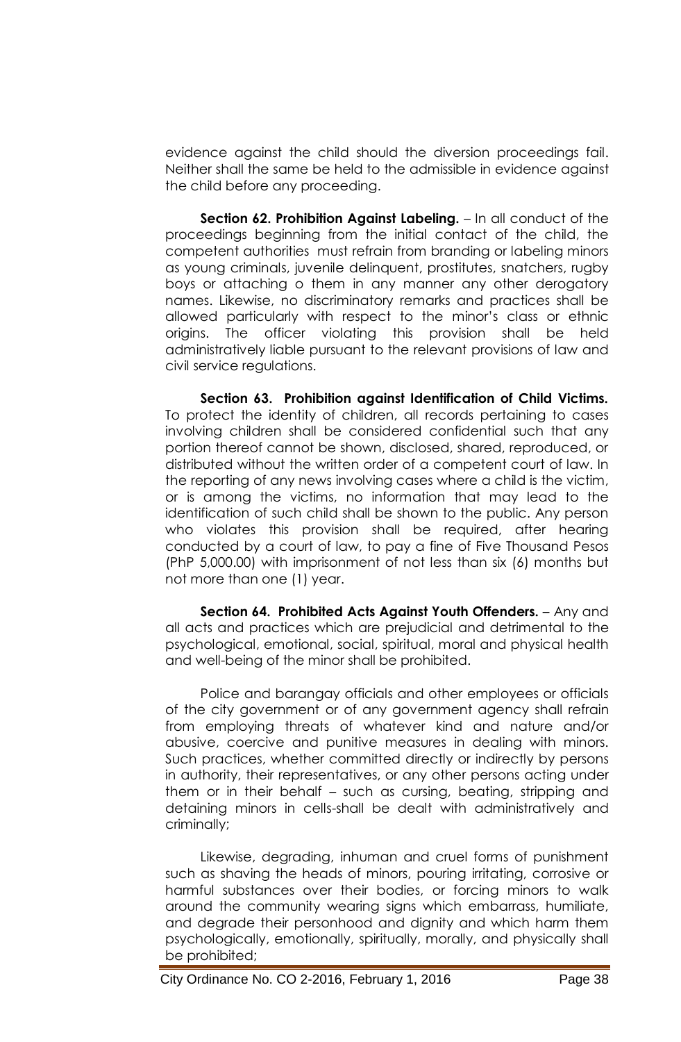evidence against the child should the diversion proceedings fail. Neither shall the same be held to the admissible in evidence against the child before any proceeding.

**Section 62. Prohibition Against Labeling.** – In all conduct of the proceedings beginning from the initial contact of the child, the competent authorities must refrain from branding or labeling minors as young criminals, juvenile delinquent, prostitutes, snatchers, rugby boys or attaching o them in any manner any other derogatory names. Likewise, no discriminatory remarks and practices shall be allowed particularly with respect to the minor's class or ethnic origins. The officer violating this provision shall be held administratively liable pursuant to the relevant provisions of law and civil service regulations.

**Section 63. Prohibition against Identification of Child Victims.** To protect the identity of children, all records pertaining to cases involving children shall be considered confidential such that any portion thereof cannot be shown, disclosed, shared, reproduced, or distributed without the written order of a competent court of law. In the reporting of any news involving cases where a child is the victim, or is among the victims, no information that may lead to the identification of such child shall be shown to the public. Any person who violates this provision shall be required, after hearing conducted by a court of law, to pay a fine of Five Thousand Pesos (PhP 5,000.00) with imprisonment of not less than six (6) months but not more than one (1) year.

**Section 64. Prohibited Acts Against Youth Offenders.** – Any and all acts and practices which are prejudicial and detrimental to the psychological, emotional, social, spiritual, moral and physical health and well-being of the minor shall be prohibited.

Police and barangay officials and other employees or officials of the city government or of any government agency shall refrain from employing threats of whatever kind and nature and/or abusive, coercive and punitive measures in dealing with minors. Such practices, whether committed directly or indirectly by persons in authority, their representatives, or any other persons acting under them or in their behalf – such as cursing, beating, stripping and detaining minors in cells-shall be dealt with administratively and criminally;

Likewise, degrading, inhuman and cruel forms of punishment such as shaving the heads of minors, pouring irritating, corrosive or harmful substances over their bodies, or forcing minors to walk around the community wearing signs which embarrass, humiliate, and degrade their personhood and dignity and which harm them psychologically, emotionally, spiritually, morally, and physically shall be prohibited;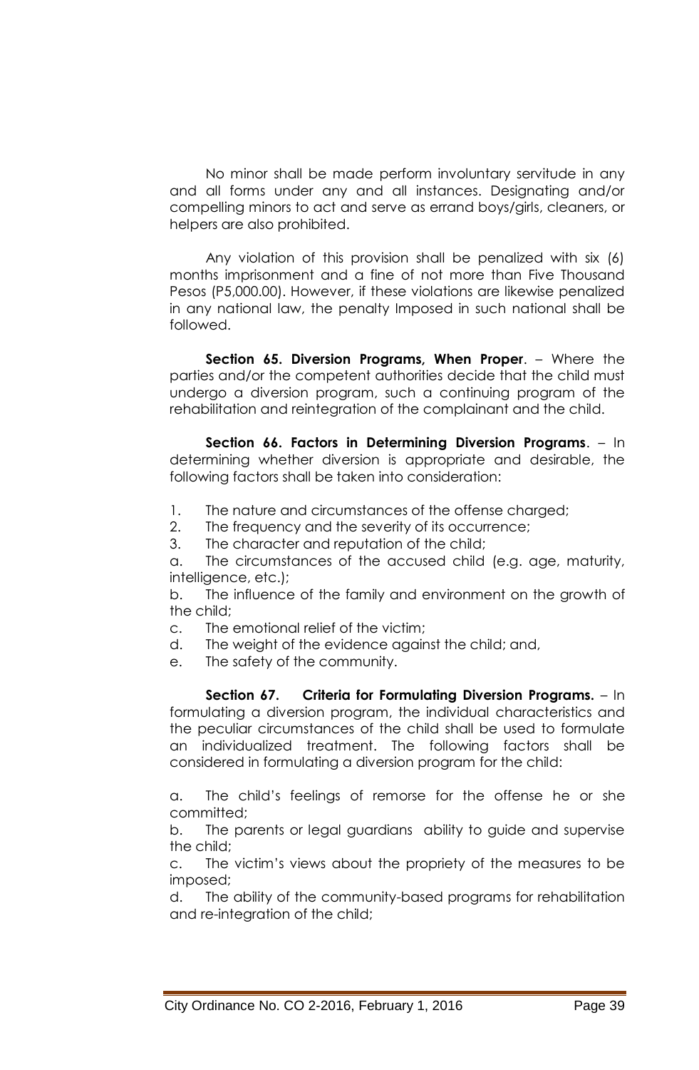No minor shall be made perform involuntary servitude in any and all forms under any and all instances. Designating and/or compelling minors to act and serve as errand boys/girls, cleaners, or helpers are also prohibited.

Any violation of this provision shall be penalized with six (6) months imprisonment and a fine of not more than Five Thousand Pesos (P5,000.00). However, if these violations are likewise penalized in any national law, the penalty Imposed in such national shall be followed.

**Section 65. Diversion Programs, When Proper**. – Where the parties and/or the competent authorities decide that the child must undergo a diversion program, such a continuing program of the rehabilitation and reintegration of the complainant and the child.

**Section 66. Factors in Determining Diversion Programs**. – In determining whether diversion is appropriate and desirable, the following factors shall be taken into consideration:

1. The nature and circumstances of the offense charged;
2. The frequency and the severity of its occurrence;
3. The character and reputation of the child;

a. The circumstances of the accused child (e.g. age, maturity, intelligence, etc.);
b. The influence of the family and environment on the growth of the child;
c. The emotional relief of the victim;
d. The weight of the evidence against the child; and,
e. The safety of the community.

**Section 67. Criteria for Formulating Diversion Programs.** – In formulating a diversion program, the individual characteristics and the peculiar circumstances of the child shall be used to formulate an individualized treatment. The following factors shall be considered in formulating a diversion program for the child:

a. The child's feelings of remorse for the offense he or she committed;
b. The parents or legal guardians ability to guide and supervise the child;
c. The victim's views about the propriety of the measures to be imposed;
d. The ability of the community-based programs for rehabilitation and re-integration of the child;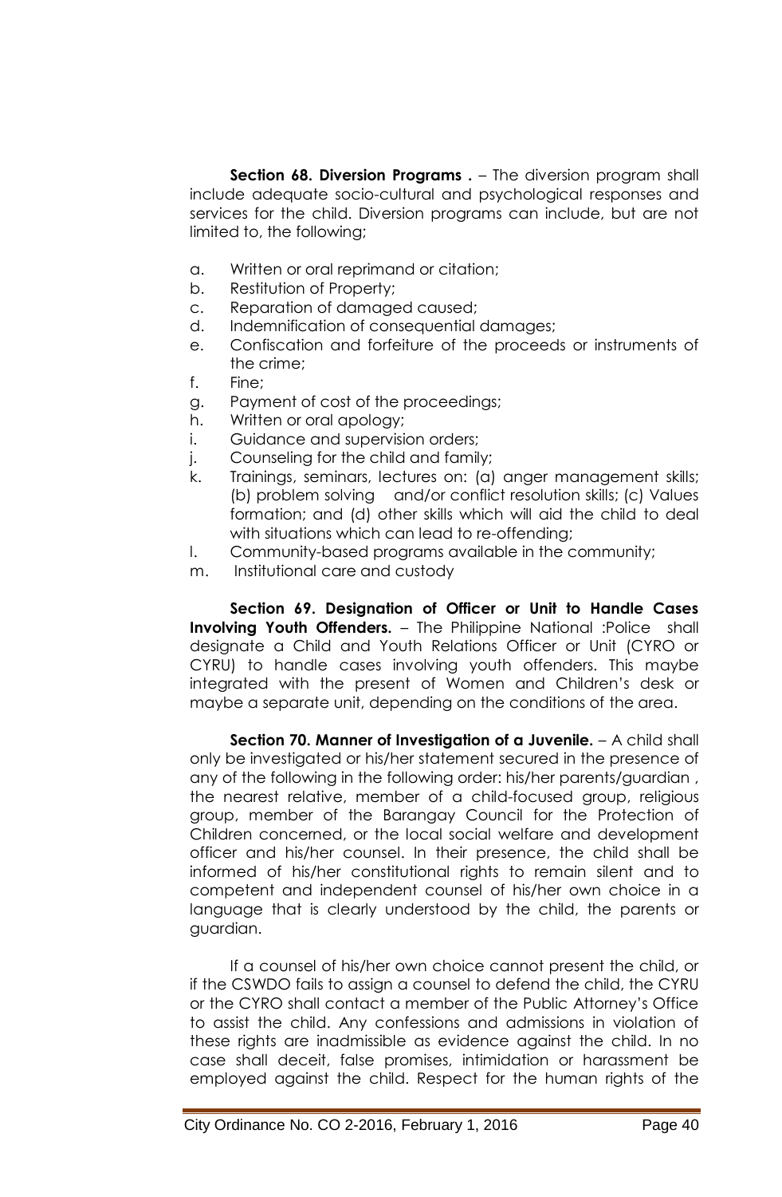**Section 68. Diversion Programs .** – The diversion program shall include adequate socio-cultural and psychological responses and services for the child. Diversion programs can include, but are not limited to, the following;

a. Written or oral reprimand or citation;
b. Restitution of Property;
c. Reparation of damaged caused;
d. Indemnification of consequential damages;
e. Confiscation and forfeiture of the proceeds or instruments of the crime;
f. Fine;
g. Payment of cost of the proceedings;
h. Written or oral apology;
i. Guidance and supervision orders;
j. Counseling for the child and family;
k. Trainings, seminars, lectures on: (a) anger management skills; (b) problem solving and/or conflict resolution skills; (c) Values formation; and (d) other skills which will aid the child to deal with situations which can lead to re-offending;
l. Community-based programs available in the community;
m. Institutional care and custody

**Section 69. Designation of Officer or Unit to Handle Cases Involving Youth Offenders.** – The Philippine National :Police shall designate a Child and Youth Relations Officer or Unit (CYRO or CYRU) to handle cases involving youth offenders. This maybe integrated with the present of Women and Children's desk or maybe a separate unit, depending on the conditions of the area.

**Section 70. Manner of Investigation of a Juvenile.** – A child shall only be investigated or his/her statement secured in the presence of any of the following in the following order: his/her parents/guardian , the nearest relative, member of a child-focused group, religious group, member of the Barangay Council for the Protection of Children concerned, or the local social welfare and development officer and his/her counsel. In their presence, the child shall be informed of his/her constitutional rights to remain silent and to competent and independent counsel of his/her own choice in a language that is clearly understood by the child, the parents or guardian.

If a counsel of his/her own choice cannot present the child, or if the CSWDO fails to assign a counsel to defend the child, the CYRU or the CYRO shall contact a member of the Public Attorney's Office to assist the child. Any confessions and admissions in violation of these rights are inadmissible as evidence against the child. In no case shall deceit, false promises, intimidation or harassment be employed against the child. Respect for the human rights of the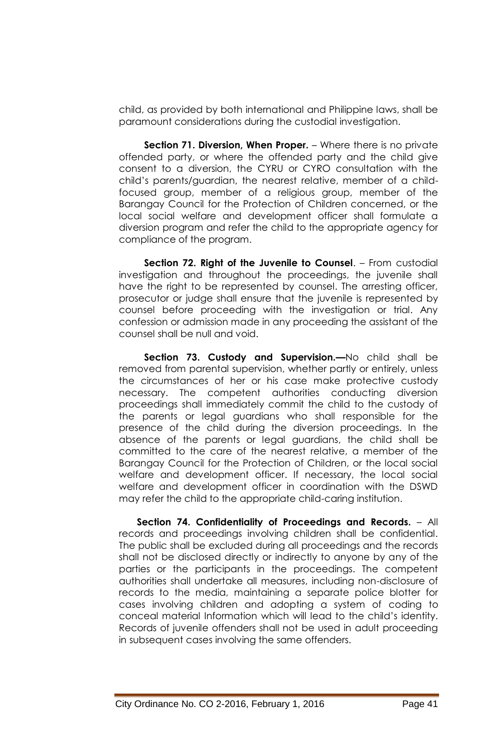child, as provided by both international and Philippine laws, shall be paramount considerations during the custodial investigation.

**Section 71. Diversion, When Proper.** – Where there is no private offended party, or where the offended party and the child give consent to a diversion, the CYRU or CYRO consultation with the child's parents/guardian, the nearest relative, member of a child-focused group, member of a religious group, member of the Barangay Council for the Protection of Children concerned, or the local social welfare and development officer shall formulate a diversion program and refer the child to the appropriate agency for compliance of the program.

**Section 72. Right of the Juvenile to Counsel**. – From custodial investigation and throughout the proceedings, the juvenile shall have the right to be represented by counsel. The arresting officer, prosecutor or judge shall ensure that the juvenile is represented by counsel before proceeding with the investigation or trial. Any confession or admission made in any proceeding the assistant of the counsel shall be null and void.

**Section 73. Custody and Supervision.—**No child shall be removed from parental supervision, whether partly or entirely, unless the circumstances of her or his case make protective custody necessary. The competent authorities conducting diversion proceedings shall immediately commit the child to the custody of the parents or legal guardians who shall responsible for the presence of the child during the diversion proceedings. In the absence of the parents or legal guardians, the child shall be committed to the care of the nearest relative, a member of the Barangay Council for the Protection of Children, or the local social welfare and development officer. If necessary, the local social welfare and development officer in coordination with the DSWD may refer the child to the appropriate child-caring institution.

**Section 74. Confidentiality of Proceedings and Records.** – All records and proceedings involving children shall be confidential. The public shall be excluded during all proceedings and the records shall not be disclosed directly or indirectly to anyone by any of the parties or the participants in the proceedings. The competent authorities shall undertake all measures, including non-disclosure of records to the media, maintaining a separate police blotter for cases involving children and adopting a system of coding to conceal material Information which will lead to the child's identity. Records of juvenile offenders shall not be used in adult proceeding in subsequent cases involving the same offenders.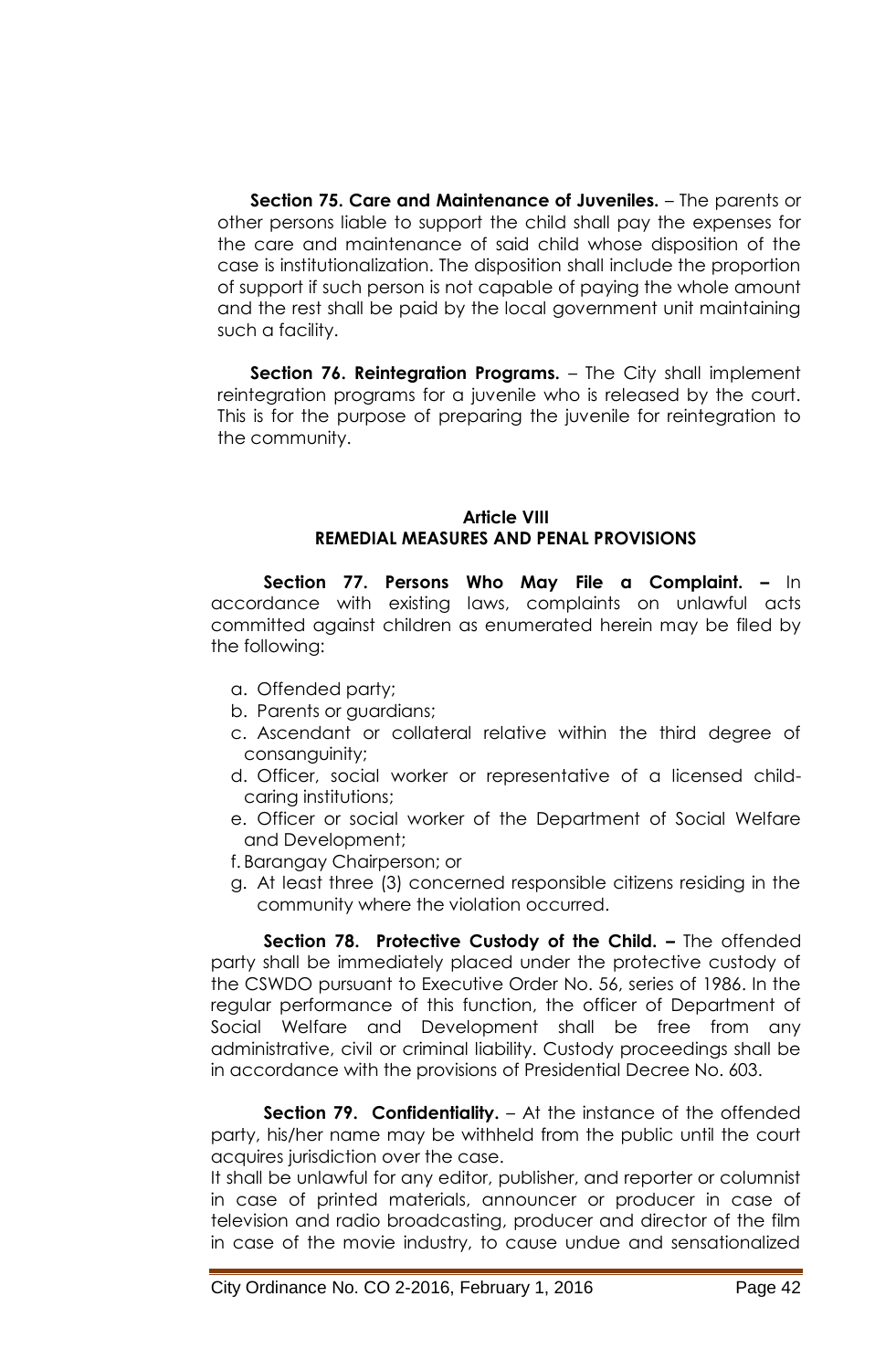**Section 75. Care and Maintenance of Juveniles.** – The parents or other persons liable to support the child shall pay the expenses for the care and maintenance of said child whose disposition of the case is institutionalization. The disposition shall include the proportion of support if such person is not capable of paying the whole amount and the rest shall be paid by the local government unit maintaining such a facility.

**Section 76. Reintegration Programs.** – The City shall implement reintegration programs for a juvenile who is released by the court. This is for the purpose of preparing the juvenile for reintegration to the community.

## Article VIII
## REMEDIAL MEASURES AND PENAL PROVISIONS

**Section 77. Persons Who May File a Complaint. –** In accordance with existing laws, complaints on unlawful acts committed against children as enumerated herein may be filed by the following:

a. Offended party;
b. Parents or guardians;
c. Ascendant or collateral relative within the third degree of consanguinity;
d. Officer, social worker or representative of a licensed child-caring institutions;
e. Officer or social worker of the Department of Social Welfare and Development;
f. Barangay Chairperson; or
g. At least three (3) concerned responsible citizens residing in the community where the violation occurred.

**Section 78. Protective Custody of the Child. –** The offended party shall be immediately placed under the protective custody of the CSWDO pursuant to Executive Order No. 56, series of 1986. In the regular performance of this function, the officer of Department of Social Welfare and Development shall be free from any administrative, civil or criminal liability. Custody proceedings shall be in accordance with the provisions of Presidential Decree No. 603.

**Section 79. Confidentiality.** – At the instance of the offended party, his/her name may be withheld from the public until the court acquires jurisdiction over the case.
It shall be unlawful for any editor, publisher, and reporter or columnist in case of printed materials, announcer or producer in case of television and radio broadcasting, producer and director of the film in case of the movie industry, to cause undue and sensationalized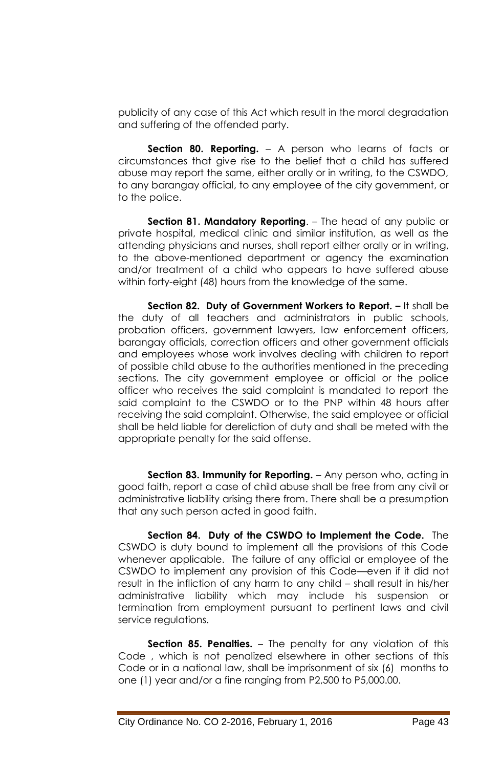publicity of any case of this Act which result in the moral degradation and suffering of the offended party.

**Section 80. Reporting.** – A person who learns of facts or circumstances that give rise to the belief that a child has suffered abuse may report the same, either orally or in writing, to the CSWDO, to any barangay official, to any employee of the city government, or to the police.

**Section 81. Mandatory Reporting**. – The head of any public or private hospital, medical clinic and similar institution, as well as the attending physicians and nurses, shall report either orally or in writing, to the above-mentioned department or agency the examination and/or treatment of a child who appears to have suffered abuse within forty-eight (48) hours from the knowledge of the same.

**Section 82. Duty of Government Workers to Report. –** It shall be the duty of all teachers and administrators in public schools, probation officers, government lawyers, law enforcement officers, barangay officials, correction officers and other government officials and employees whose work involves dealing with children to report of possible child abuse to the authorities mentioned in the preceding sections. The city government employee or official or the police officer who receives the said complaint is mandated to report the said complaint to the CSWDO or to the PNP within 48 hours after receiving the said complaint. Otherwise, the said employee or official shall be held liable for dereliction of duty and shall be meted with the appropriate penalty for the said offense.

**Section 83. Immunity for Reporting.** – Any person who, acting in good faith, report a case of child abuse shall be free from any civil or administrative liability arising there from. There shall be a presumption that any such person acted in good faith.

**Section 84. Duty of the CSWDO to Implement the Code.** The CSWDO is duty bound to implement all the provisions of this Code whenever applicable. The failure of any official or employee of the CSWDO to implement any provision of this Code—even if it did not result in the infliction of any harm to any child – shall result in his/her administrative liability which may include his suspension or termination from employment pursuant to pertinent laws and civil service regulations.

**Section 85. Penalties.** – The penalty for any violation of this Code , which is not penalized elsewhere in other sections of this Code or in a national law, shall be imprisonment of six (6) months to one (1) year and/or a fine ranging from P2,500 to P5,000.00.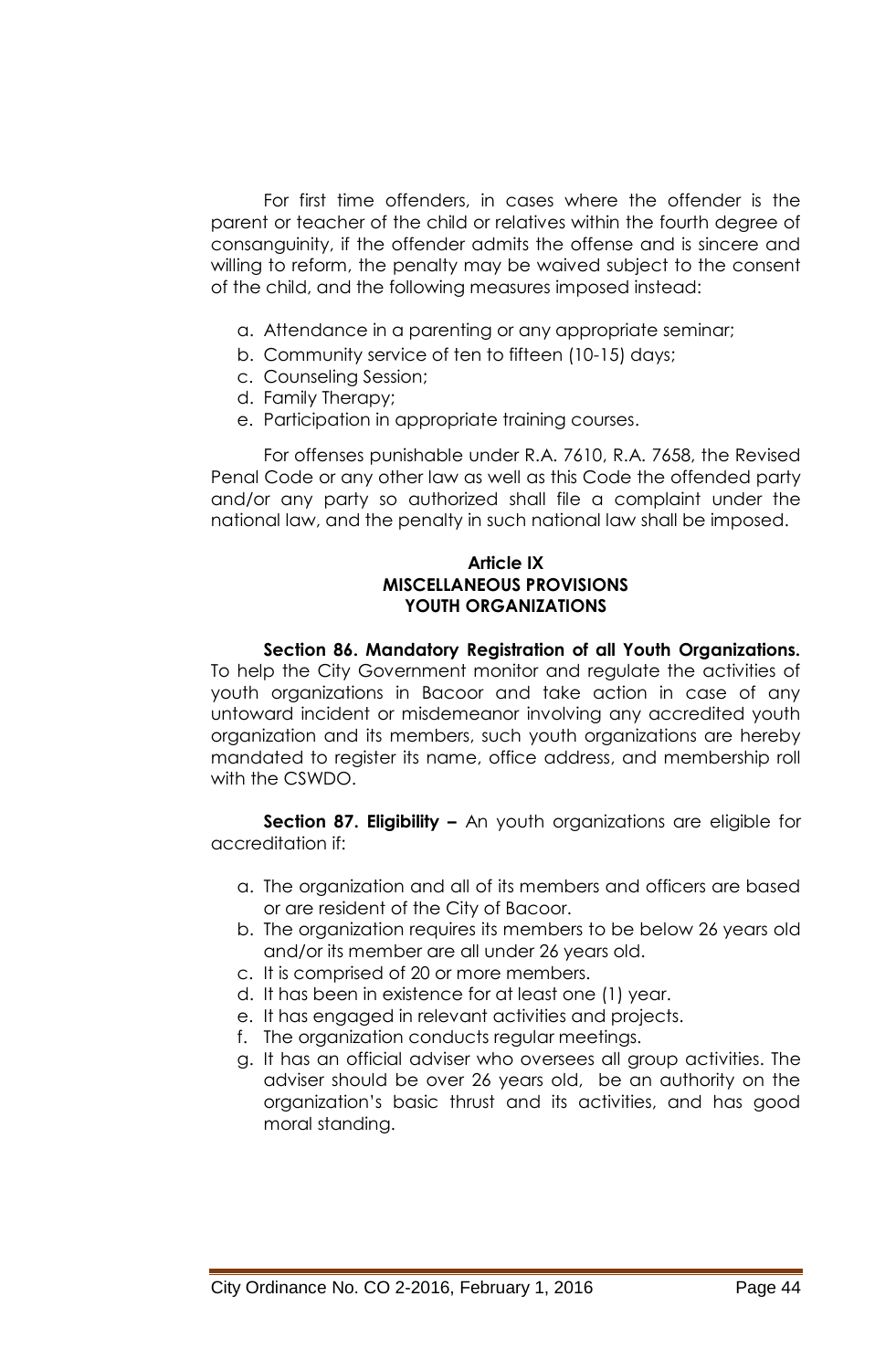For first time offenders, in cases where the offender is the parent or teacher of the child or relatives within the fourth degree of consanguinity, if the offender admits the offense and is sincere and willing to reform, the penalty may be waived subject to the consent of the child, and the following measures imposed instead:

a. Attendance in a parenting or any appropriate seminar;
b. Community service of ten to fifteen (10-15) days;
c. Counseling Session;
d. Family Therapy;
e. Participation in appropriate training courses.

For offenses punishable under R.A. 7610, R.A. 7658, the Revised Penal Code or any other law as well as this Code the offended party and/or any party so authorized shall file a complaint under the national law, and the penalty in such national law shall be imposed.

## Article IX
## MISCELLANEOUS PROVISIONS
## YOUTH ORGANIZATIONS

**Section 86. Mandatory Registration of all Youth Organizations.** To help the City Government monitor and regulate the activities of youth organizations in Bacoor and take action in case of any untoward incident or misdemeanor involving any accredited youth organization and its members, such youth organizations are hereby mandated to register its name, office address, and membership roll with the CSWDO.

**Section 87. Eligibility –** An youth organizations are eligible for accreditation if:

a. The organization and all of its members and officers are based or are resident of the City of Bacoor.
b. The organization requires its members to be below 26 years old and/or its member are all under 26 years old.
c. It is comprised of 20 or more members.
d. It has been in existence for at least one (1) year.
e. It has engaged in relevant activities and projects.
f. The organization conducts regular meetings.
g. It has an official adviser who oversees all group activities. The adviser should be over 26 years old, be an authority on the organization's basic thrust and its activities, and has good moral standing.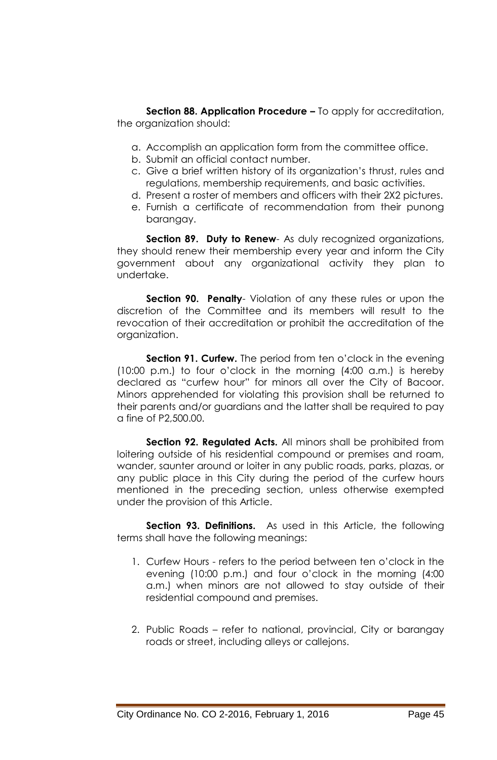**Section 88. Application Procedure –** To apply for accreditation, the organization should:

a. Accomplish an application form from the committee office.
b. Submit an official contact number.
c. Give a brief written history of its organization's thrust, rules and regulations, membership requirements, and basic activities.
d. Present a roster of members and officers with their 2X2 pictures.
e. Furnish a certificate of recommendation from their punong barangay.

**Section 89. Duty to Renew**- As duly recognized organizations, they should renew their membership every year and inform the City government about any organizational activity they plan to undertake.

**Section 90. Penalty**- Violation of any these rules or upon the discretion of the Committee and its members will result to the revocation of their accreditation or prohibit the accreditation of the organization.

**Section 91. Curfew.** The period from ten o'clock in the evening (10:00 p.m.) to four o'clock in the morning (4:00 a.m.) is hereby declared as "curfew hour" for minors all over the City of Bacoor. Minors apprehended for violating this provision shall be returned to their parents and/or guardians and the latter shall be required to pay a fine of P2,500.00.

**Section 92. Regulated Acts.** All minors shall be prohibited from loitering outside of his residential compound or premises and roam, wander, saunter around or loiter in any public roads, parks, plazas, or any public place in this City during the period of the curfew hours mentioned in the preceding section, unless otherwise exempted under the provision of this Article.

**Section 93. Definitions.** As used in this Article, the following terms shall have the following meanings:

1. Curfew Hours - refers to the period between ten o'clock in the evening (10:00 p.m.) and four o'clock in the morning (4:00 a.m.) when minors are not allowed to stay outside of their residential compound and premises.

2. Public Roads – refer to national, provincial, City or barangay roads or street, including alleys or callejons.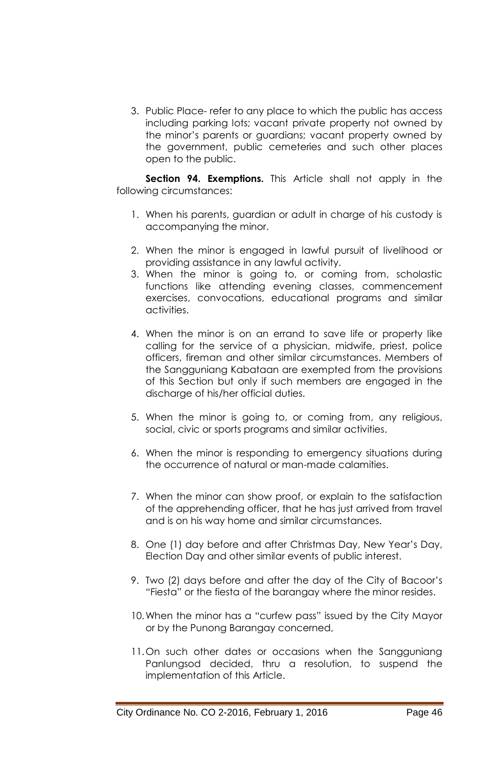3. Public Place- refer to any place to which the public has access including parking lots; vacant private property not owned by the minor's parents or guardians; vacant property owned by the government, public cemeteries and such other places open to the public.

**Section 94. Exemptions.** This Article shall not apply in the following circumstances:

1. When his parents, guardian or adult in charge of his custody is accompanying the minor.
2. When the minor is engaged in lawful pursuit of livelihood or providing assistance in any lawful activity.
3. When the minor is going to, or coming from, scholastic functions like attending evening classes, commencement exercises, convocations, educational programs and similar activities.
4. When the minor is on an errand to save life or property like calling for the service of a physician, midwife, priest, police officers, fireman and other similar circumstances. Members of the Sangguniang Kabataan are exempted from the provisions of this Section but only if such members are engaged in the discharge of his/her official duties.
5. When the minor is going to, or coming from, any religious, social, civic or sports programs and similar activities.
6. When the minor is responding to emergency situations during the occurrence of natural or man-made calamities.
7. When the minor can show proof, or explain to the satisfaction of the apprehending officer, that he has just arrived from travel and is on his way home and similar circumstances.
8. One (1) day before and after Christmas Day, New Year's Day, Election Day and other similar events of public interest.
9. Two (2) days before and after the day of the City of Bacoor's "Fiesta" or the fiesta of the barangay where the minor resides.
10. When the minor has a "curfew pass" issued by the City Mayor or by the Punong Barangay concerned,
11. On such other dates or occasions when the Sangguniang Panlungsod decided, thru a resolution, to suspend the implementation of this Article.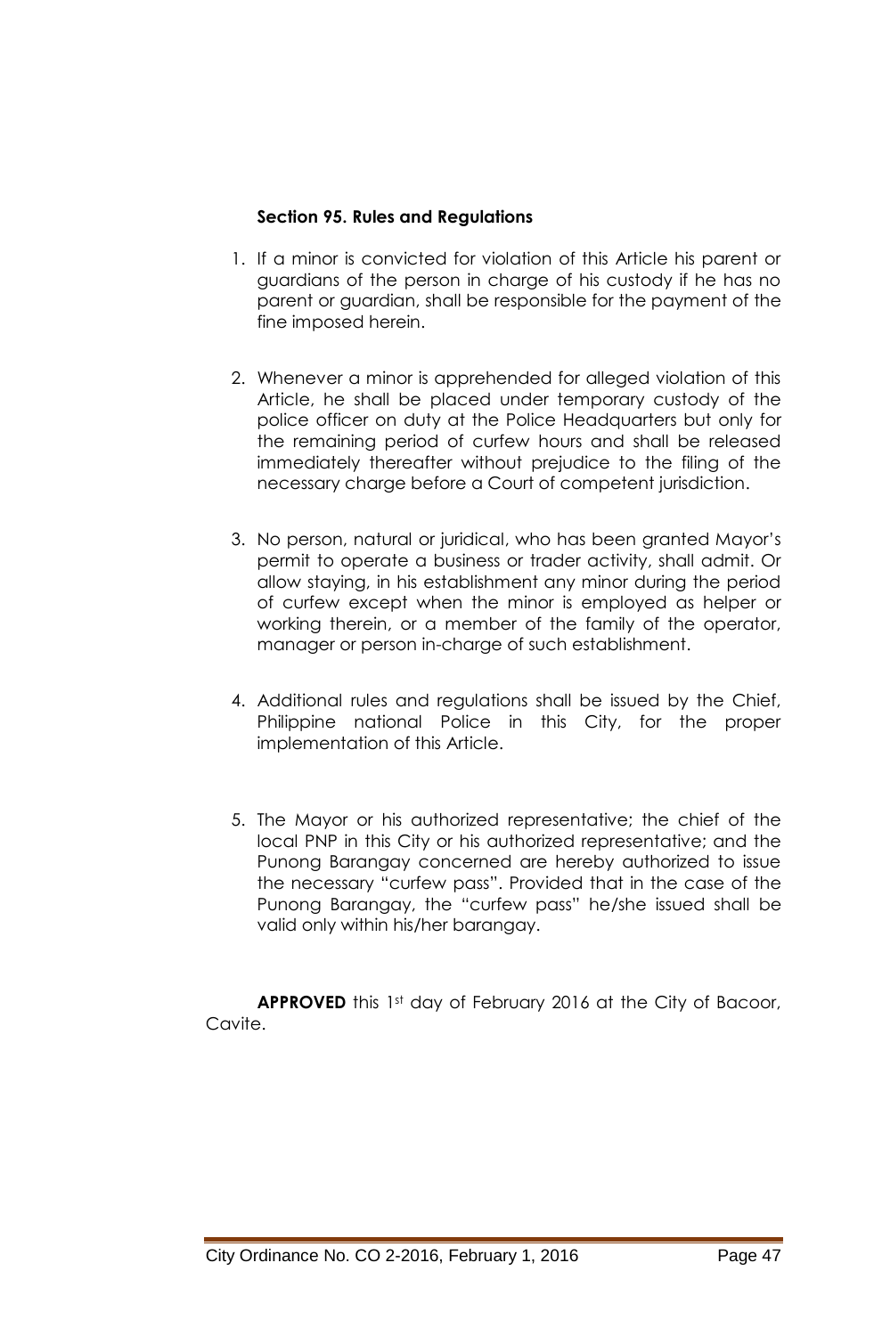**Section 95. Rules and Regulations**

1. If a minor is convicted for violation of this Article his parent or guardians of the person in charge of his custody if he has no parent or guardian, shall be responsible for the payment of the fine imposed herein.

2. Whenever a minor is apprehended for alleged violation of this Article, he shall be placed under temporary custody of the police officer on duty at the Police Headquarters but only for the remaining period of curfew hours and shall be released immediately thereafter without prejudice to the filing of the necessary charge before a Court of competent jurisdiction.

3. No person, natural or juridical, who has been granted Mayor's permit to operate a business or trader activity, shall admit. Or allow staying, in his establishment any minor during the period of curfew except when the minor is employed as helper or working therein, or a member of the family of the operator, manager or person in-charge of such establishment.

4. Additional rules and regulations shall be issued by the Chief, Philippine national Police in this City, for the proper implementation of this Article.

5. The Mayor or his authorized representative; the chief of the local PNP in this City or his authorized representative; and the Punong Barangay concerned are hereby authorized to issue the necessary "curfew pass". Provided that in the case of the Punong Barangay, the "curfew pass" he/she issued shall be valid only within his/her barangay.

**APPROVED** this 1st day of February 2016 at the City of Bacoor, Cavite.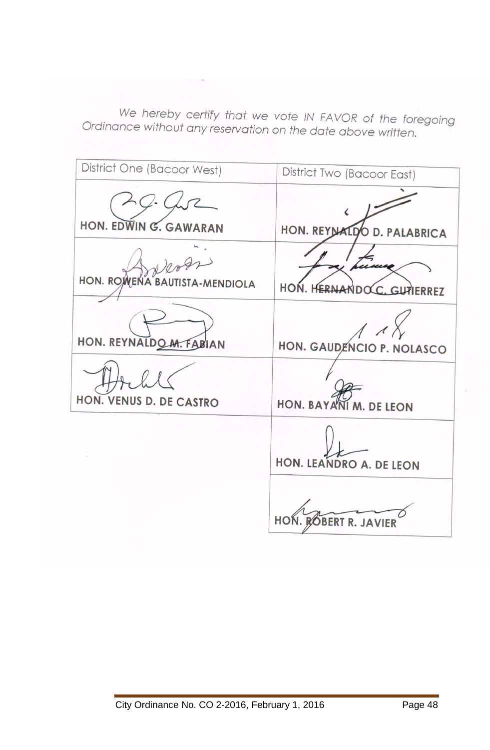*We hereby certify that we vote IN FAVOR of the foregoing Ordinance without any reservation on the date above written.*

| District One (Bacoor West) | District Two (Bacoor East) |
| --- | --- |
| HON. EDWIN G. GAWARAN | HON. REYNALDO D. PALABRICA |
| HON. ROWENA BAUTISTA-MENDIOLA | HON. HERNANDO C. GUTIERREZ |
| HON. REYNALDO M. FABIAN | HON. GAUDENCIO P. NOLASCO |
| HON. VENUS D. DE CASTRO | HON. BAYANI M. DE LEON |
| | HON. LEANDRO A. DE LEON |
| | HON. ROBERT R. JAVIER |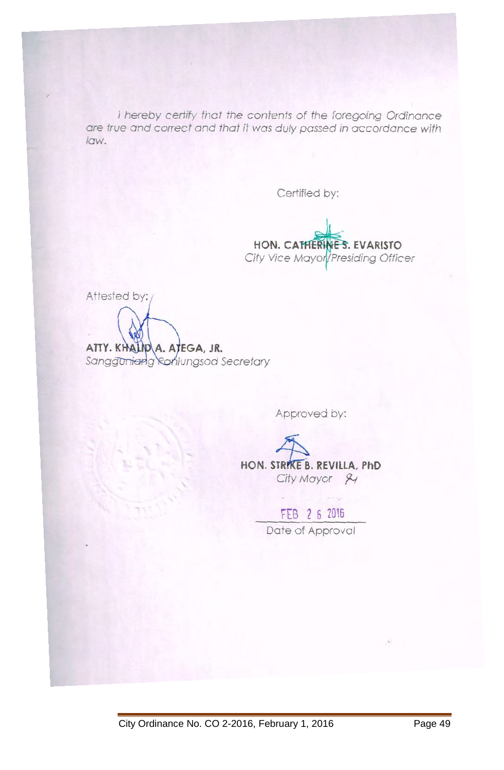*I hereby certify that the contents of the foregoing Ordinance are true and correct and that it was duly passed in accordance with law.*

Certified by:

**HON. CATHERINE S. EVARISTO**
*City Vice Mayor/Presiding Officer*

Attested by:

**ATTY. KHALID A. ATEGA, JR.**
*Sangguniang Panlungsod Secretary*

Approved by:

**HON. STRIKE B. REVILLA, PhD**
*City Mayor*

FEB 2 6 2016
Date of Approval